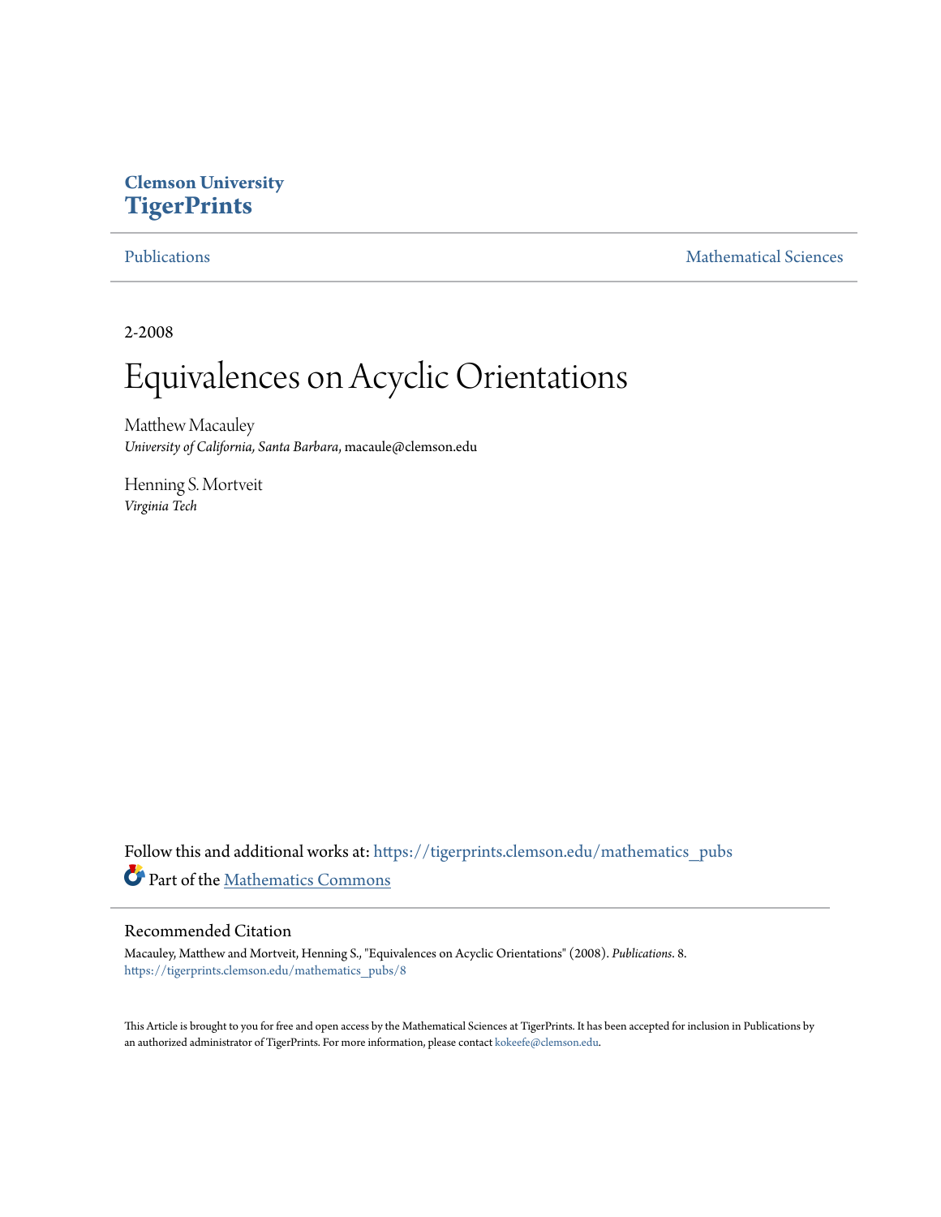Clemson University
**TigerPrints**

Publications | Mathematical Sciences

2-2008

# Equivalences on Acyclic Orientations

Matthew Macauley
*University of California, Santa Barbara*, macaule@clemson.edu

Henning S. Mortveit
*Virginia Tech*

Follow this and additional works at: https://tigerprints.clemson.edu/mathematics_pubs

Part of the Mathematics Commons

## Recommended Citation

Macauley, Matthew and Mortveit, Henning S., "Equivalences on Acyclic Orientations" (2008). *Publications*. 8.
https://tigerprints.clemson.edu/mathematics_pubs/8

This Article is brought to you for free and open access by the Mathematical Sciences at TigerPrints. It has been accepted for inclusion in Publications by an authorized administrator of TigerPrints. For more information, please contact kokeefe@clemson.edu.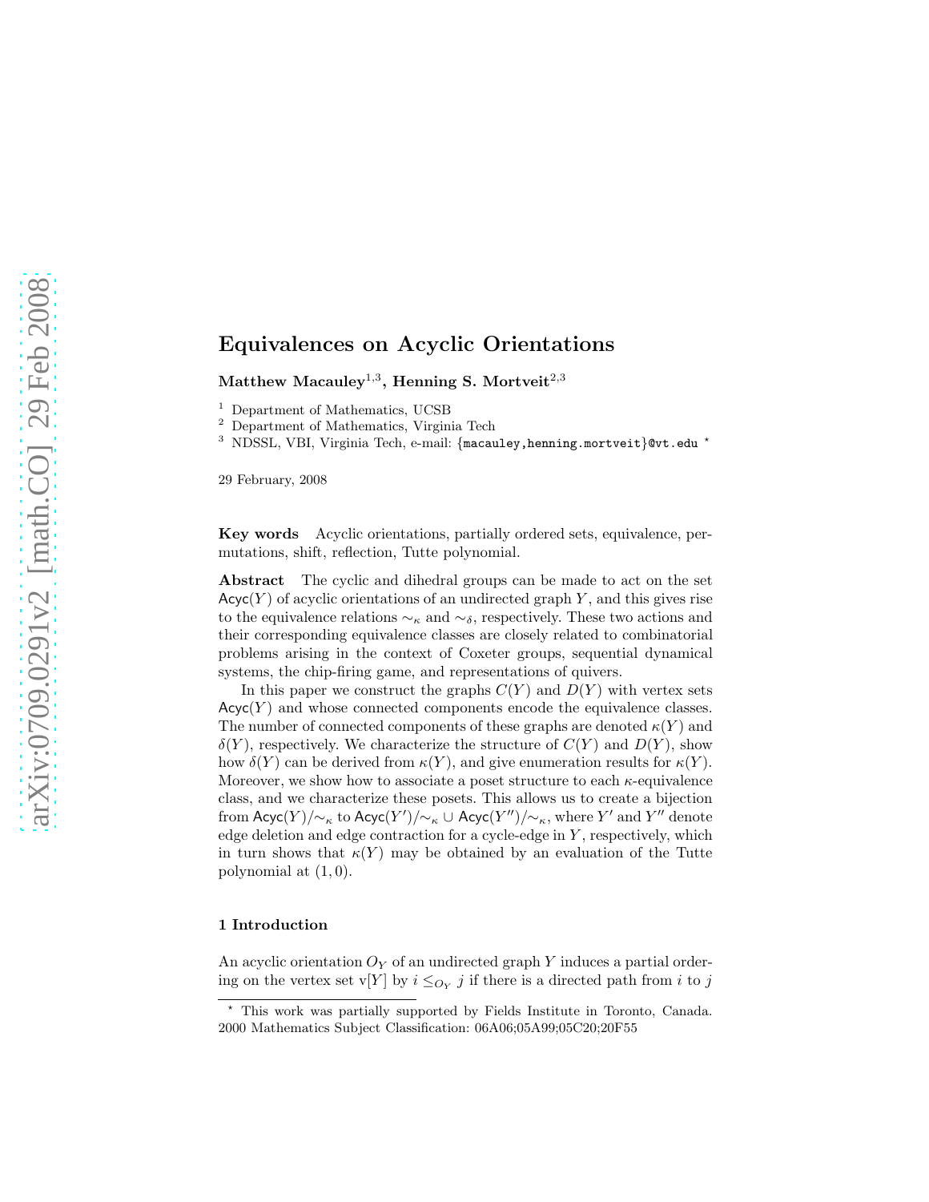# Equivalences on Acyclic Orientations

**Matthew Macauley**[1,3], **Henning S. Mortveit**[2,3]

[1] Department of Mathematics, UCSB
[2] Department of Mathematics, Virginia Tech
[3] NDSSL, VBI, Virginia Tech, e-mail: {macauley,henning.mortveit}@vt.edu *

29 February, 2008

**Key words** Acyclic orientations, partially ordered sets, equivalence, permutations, shift, reflection, Tutte polynomial.

**Abstract** The cyclic and dihedral groups can be made to act on the set $\mathsf{Acyc}(Y)$ of acyclic orientations of an undirected graph $Y$, and this gives rise to the equivalence relations $\sim_\kappa$ and $\sim_\delta$, respectively. These two actions and their corresponding equivalence classes are closely related to combinatorial problems arising in the context of Coxeter groups, sequential dynamical systems, the chip-firing game, and representations of quivers.

In this paper we construct the graphs $C(Y)$ and $D(Y)$ with vertex sets $\mathsf{Acyc}(Y)$ and whose connected components encode the equivalence classes. The number of connected components of these graphs are denoted $\kappa(Y)$ and $\delta(Y)$, respectively. We characterize the structure of $C(Y)$ and $D(Y)$, show how $\delta(Y)$ can be derived from $\kappa(Y)$, and give enumeration results for $\kappa(Y)$. Moreover, we show how to associate a poset structure to each $\kappa$-equivalence class, and we characterize these posets. This allows us to create a bijection from $\mathsf{Acyc}(Y)/{\sim_\kappa}$ to $\mathsf{Acyc}(Y')/{\sim_\kappa} \cup \mathsf{Acyc}(Y'')/{\sim_\kappa}$, where $Y'$ and $Y''$ denote edge deletion and edge contraction for a cycle-edge in $Y$, respectively, which in turn shows that $\kappa(Y)$ may be obtained by an evaluation of the Tutte polynomial at $(1, 0)$.

## 1 Introduction

An acyclic orientation $O_Y$ of an undirected graph $Y$ induces a partial ordering on the vertex set $\mathrm{v}[Y]$ by $i \leq_{O_Y} j$ if there is a directed path from $i$ to $j$

* This work was partially supported by Fields Institute in Toronto, Canada.
2000 Mathematics Subject Classification: 06A06;05A99;05C20;20F55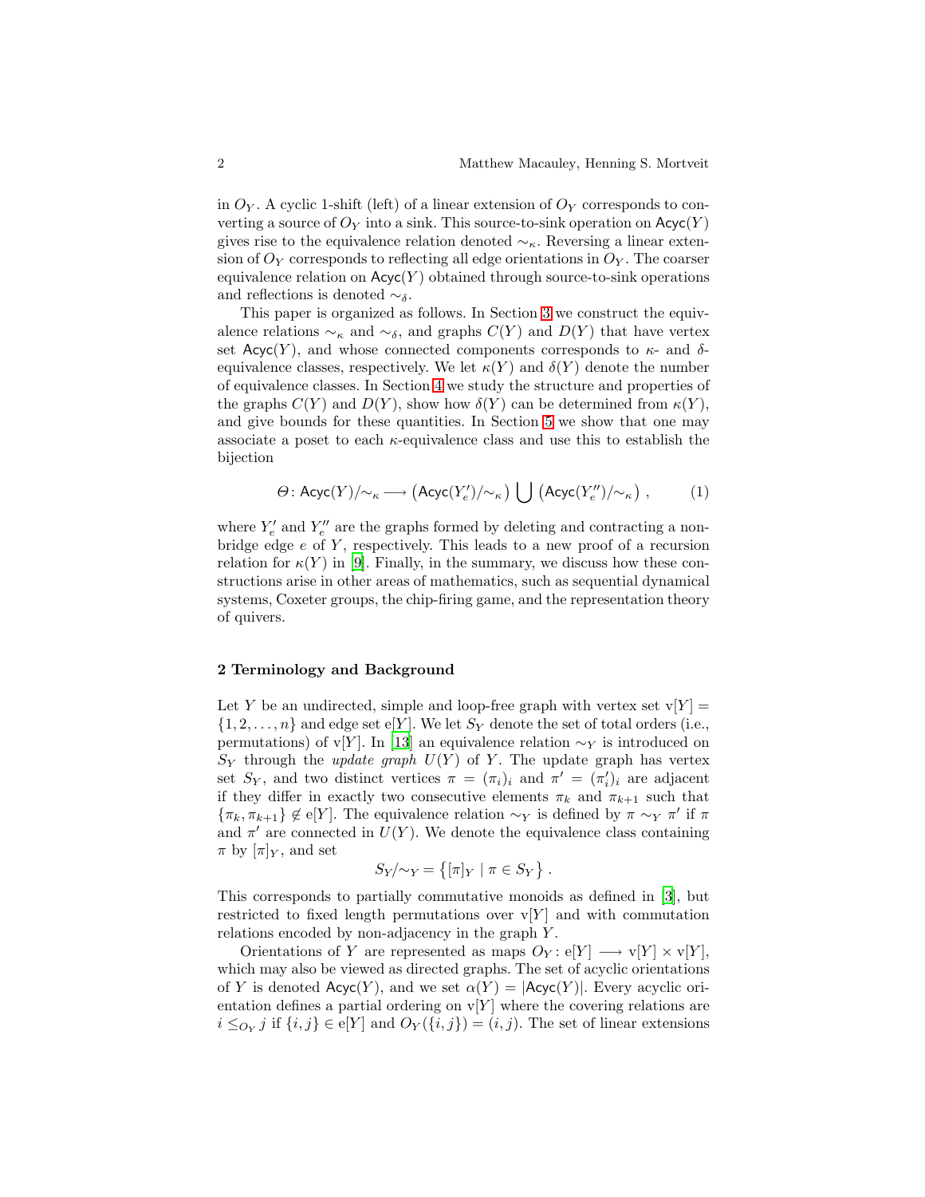in $O_Y$. A cyclic 1-shift (left) of a linear extension of $O_Y$ corresponds to converting a source of $O_Y$ into a sink. This source-to-sink operation on $\mathsf{Acyc}(Y)$ gives rise to the equivalence relation denoted $\sim_\kappa$. Reversing a linear extension of $O_Y$ corresponds to reflecting all edge orientations in $O_Y$. The coarser equivalence relation on $\mathsf{Acyc}(Y)$ obtained through source-to-sink operations and reflections is denoted $\sim_\delta$.

This paper is organized as follows. In Section 3 we construct the equivalence relations $\sim_\kappa$ and $\sim_\delta$, and graphs $C(Y)$ and $D(Y)$ that have vertex set $\mathsf{Acyc}(Y)$, and whose connected components corresponds to $\kappa$- and $\delta$-equivalence classes, respectively. We let $\kappa(Y)$ and $\delta(Y)$ denote the number of equivalence classes. In Section 4 we study the structure and properties of the graphs $C(Y)$ and $D(Y)$, show how $\delta(Y)$ can be determined from $\kappa(Y)$, and give bounds for these quantities. In Section 5 we show that one may associate a poset to each $\kappa$-equivalence class and use this to establish the bijection

$$\Theta\colon \mathsf{Acyc}(Y)/{\sim_\kappa} \longrightarrow \big(\mathsf{Acyc}(Y'_e)/{\sim_\kappa}\big) \bigcup \big(\mathsf{Acyc}(Y''_e)/{\sim_\kappa}\big)\ , \tag{1}$$

where $Y'_e$ and $Y''_e$ are the graphs formed by deleting and contracting a non-bridge edge $e$ of $Y$, respectively. This leads to a new proof of a recursion relation for $\kappa(Y)$ in [9]. Finally, in the summary, we discuss how these constructions arise in other areas of mathematics, such as sequential dynamical systems, Coxeter groups, the chip-firing game, and the representation theory of quivers.

## 2 Terminology and Background

Let $Y$ be an undirected, simple and loop-free graph with vertex set $\mathrm{v}[Y] = \{1, 2, \ldots, n\}$ and edge set $\mathrm{e}[Y]$. We let $S_Y$ denote the set of total orders (i.e., permutations) of $\mathrm{v}[Y]$. In [13] an equivalence relation $\sim_Y$ is introduced on $S_Y$ through the *update graph* $U(Y)$ of $Y$. The update graph has vertex set $S_Y$, and two distinct vertices $\pi = (\pi_i)_i$ and $\pi' = (\pi'_i)_i$ are adjacent if they differ in exactly two consecutive elements $\pi_k$ and $\pi_{k+1}$ such that $\{\pi_k, \pi_{k+1}\} \notin \mathrm{e}[Y]$. The equivalence relation $\sim_Y$ is defined by $\pi \sim_Y \pi'$ if $\pi$ and $\pi'$ are connected in $U(Y)$. We denote the equivalence class containing $\pi$ by $[\pi]_Y$, and set

$$S_Y/{\sim_Y} = \big\{[\pi]_Y \mid \pi \in S_Y\big\}\ .$$

This corresponds to partially commutative monoids as defined in [3], but restricted to fixed length permutations over $\mathrm{v}[Y]$ and with commutation relations encoded by non-adjacency in the graph $Y$.

Orientations of $Y$ are represented as maps $O_Y\colon \mathrm{e}[Y] \longrightarrow \mathrm{v}[Y] \times \mathrm{v}[Y]$, which may also be viewed as directed graphs. The set of acyclic orientations of $Y$ is denoted $\mathsf{Acyc}(Y)$, and we set $\alpha(Y) = |\mathsf{Acyc}(Y)|$. Every acyclic orientation defines a partial ordering on $\mathrm{v}[Y]$ where the covering relations are $i \leq_{O_Y} j$ if $\{i, j\} \in \mathrm{e}[Y]$ and $O_Y(\{i, j\}) = (i, j)$. The set of linear extensions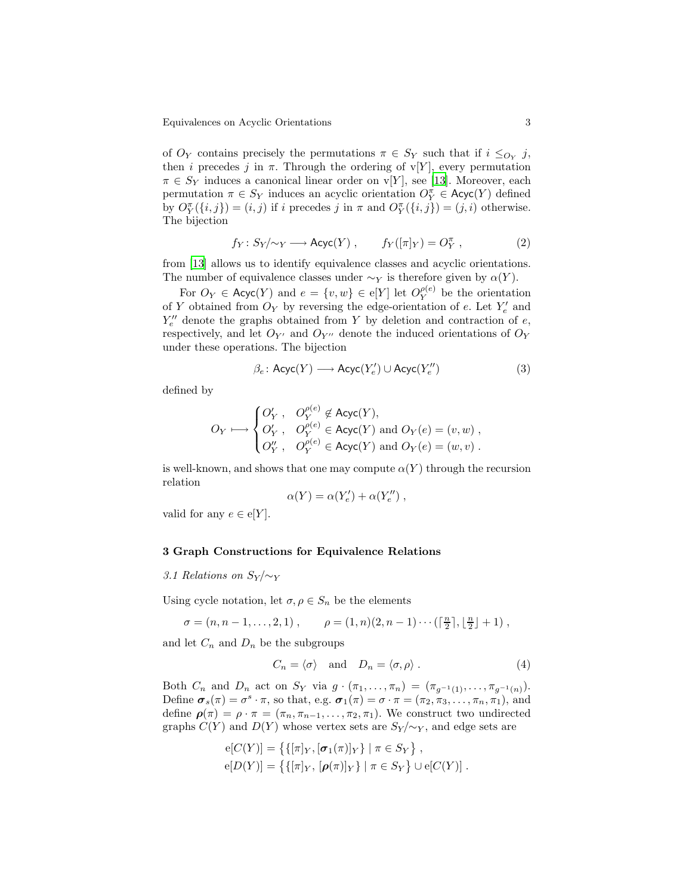of $O_Y$ contains precisely the permutations $\pi \in S_Y$ such that if $i \leq_{O_Y} j$, then $i$ precedes $j$ in $\pi$. Through the ordering of $\mathrm{v}[Y]$, every permutation $\pi \in S_Y$ induces a canonical linear order on $\mathrm{v}[Y]$, see [13]. Moreover, each permutation $\pi \in S_Y$ induces an acyclic orientation $O_Y^\pi \in \mathsf{Acyc}(Y)$ defined by $O_Y^\pi(\{i,j\}) = (i,j)$ if $i$ precedes $j$ in $\pi$ and $O_Y^\pi(\{i,j\}) = (j,i)$ otherwise. The bijection

$$f_Y \colon S_Y/{\sim_Y} \longrightarrow \mathsf{Acyc}(Y) \ , \qquad f_Y([\pi]_Y) = O_Y^\pi \ , \tag{2}$$

from [13] allows us to identify equivalence classes and acyclic orientations. The number of equivalence classes under $\sim_Y$ is therefore given by $\alpha(Y)$.

For $O_Y \in \mathsf{Acyc}(Y)$ and $e = \{v,w\} \in \mathrm{e}[Y]$ let $O_Y^{\rho(e)}$ be the orientation of $Y$ obtained from $O_Y$ by reversing the edge-orientation of $e$. Let $Y'_e$ and $Y''_e$ denote the graphs obtained from $Y$ by deletion and contraction of $e$, respectively, and let $O_{Y'}$ and $O_{Y''}$ denote the induced orientations of $O_Y$ under these operations. The bijection

$$\beta_e \colon \mathsf{Acyc}(Y) \longrightarrow \mathsf{Acyc}(Y'_e) \cup \mathsf{Acyc}(Y''_e) \tag{3}$$

defined by

$$O_Y \longmapsto \begin{cases} O'_Y \ , & O_Y^{\rho(e)} \notin \mathsf{Acyc}(Y), \\ O'_Y \ , & O_Y^{\rho(e)} \in \mathsf{Acyc}(Y) \text{ and } O_Y(e) = (v,w) \ , \\ O''_Y \ , & O_Y^{\rho(e)} \in \mathsf{Acyc}(Y) \text{ and } O_Y(e) = (w,v) \ . \end{cases}$$

is well-known, and shows that one may compute $\alpha(Y)$ through the recursion relation

$$\alpha(Y) = \alpha(Y'_e) + \alpha(Y''_e) \ ,$$

valid for any $e \in \mathrm{e}[Y]$.

## 3 Graph Constructions for Equivalence Relations

### 3.1 Relations on $S_Y/{\sim_Y}$

Using cycle notation, let $\sigma, \rho \in S_n$ be the elements

$$\sigma = (n, n-1, \ldots, 2, 1) \ , \qquad \rho = (1,n)(2,n-1)\cdots(\lceil \tfrac{n}{2} \rceil, \lfloor \tfrac{n}{2} \rfloor + 1) \ ,$$

and let $C_n$ and $D_n$ be the subgroups

$$C_n = \langle \sigma \rangle \quad \text{and} \quad D_n = \langle \sigma, \rho \rangle \ . \tag{4}$$

Both $C_n$ and $D_n$ act on $S_Y$ via $g \cdot (\pi_1, \ldots, \pi_n) = (\pi_{g^{-1}(1)}, \ldots, \pi_{g^{-1}(n)})$. Define $\boldsymbol{\sigma}_s(\pi) = \sigma^s \cdot \pi$, so that, e.g. $\boldsymbol{\sigma}_1(\pi) = \sigma \cdot \pi = (\pi_2, \pi_3, \ldots, \pi_n, \pi_1)$, and define $\boldsymbol{\rho}(\pi) = \rho \cdot \pi = (\pi_n, \pi_{n-1}, \ldots, \pi_2, \pi_1)$. We construct two undirected graphs $C(Y)$ and $D(Y)$ whose vertex sets are $S_Y/{\sim_Y}$, and edge sets are

$$\begin{aligned} \mathrm{e}[C(Y)] &= \big\{\{[\pi]_Y, [\boldsymbol{\sigma}_1(\pi)]_Y\} \mid \pi \in S_Y\big\} \ , \\ \mathrm{e}[D(Y)] &= \big\{\{[\pi]_Y, [\boldsymbol{\rho}(\pi)]_Y\} \mid \pi \in S_Y\big\} \cup \mathrm{e}[C(Y)] \ . \end{aligned}$$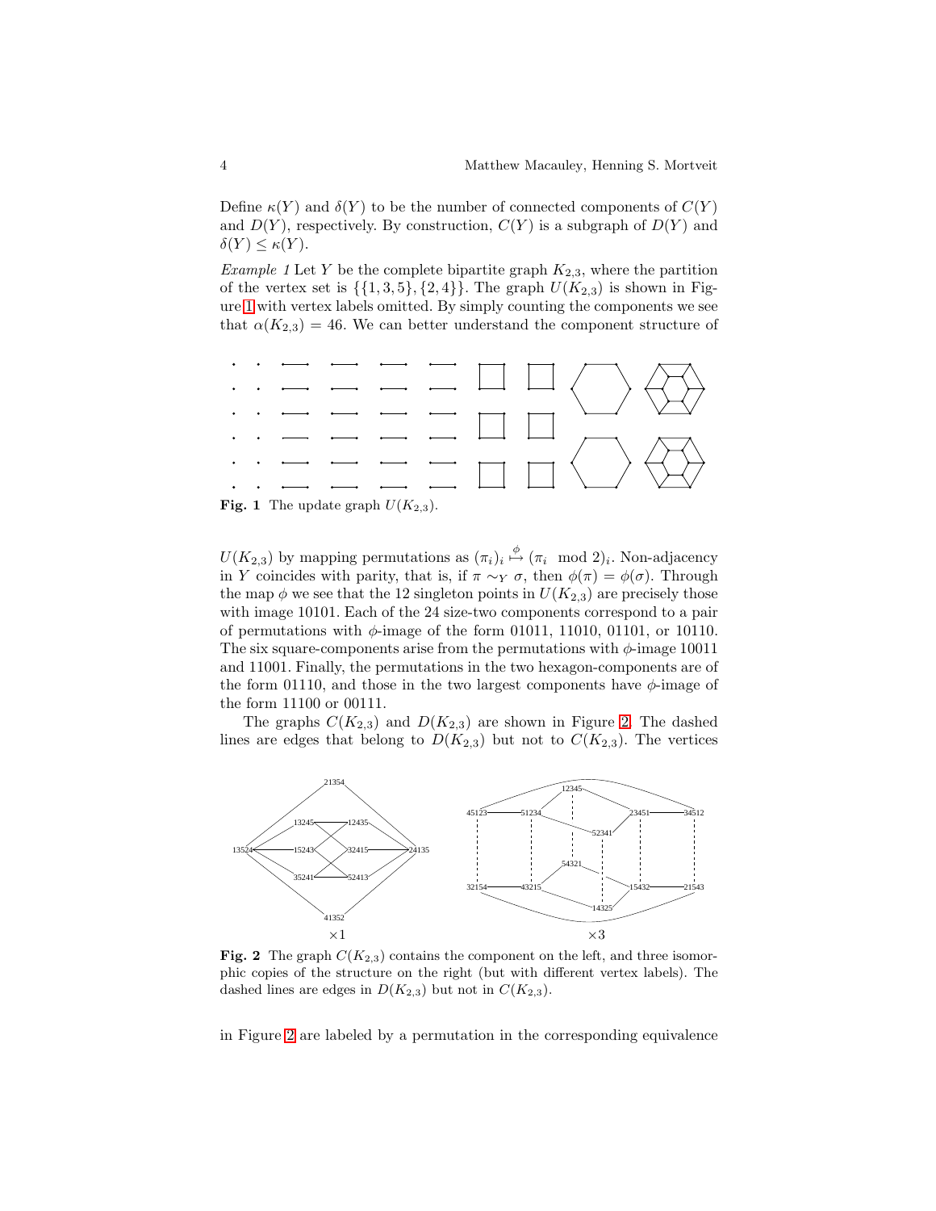Define $\kappa(Y)$ and $\delta(Y)$ to be the number of connected components of $C(Y)$ and $D(Y)$, respectively. By construction, $C(Y)$ is a subgraph of $D(Y)$ and $\delta(Y) \leq \kappa(Y)$.

*Example 1* Let $Y$ be the complete bipartite graph $K_{2,3}$, where the partition of the vertex set is $\{\{1,3,5\},\{2,4\}\}$. The graph $U(K_{2,3})$ is shown in Figure 1 with vertex labels omitted. By simply counting the components we see that $\alpha(K_{2,3}) = 46$. We can better understand the component structure of

**Fig. 1** The update graph $U(K_{2,3})$.

$U(K_{2,3})$ by mapping permutations as $(\pi_i)_i \overset{\phi}{\mapsto} (\pi_i \mod 2)_i$. Non-adjacency in $Y$ coincides with parity, that is, if $\pi \sim_Y \sigma$, then $\phi(\pi) = \phi(\sigma)$. Through the map $\phi$ we see that the 12 singleton points in $U(K_{2,3})$ are precisely those with image 10101. Each of the 24 size-two components correspond to a pair of permutations with $\phi$-image of the form 01011, 11010, 01101, or 10110. The six square-components arise from the permutations with $\phi$-image 10011 and 11001. Finally, the permutations in the two hexagon-components are of the form 01110, and those in the two largest components have $\phi$-image of the form 11100 or 00111.

The graphs $C(K_{2,3})$ and $D(K_{2,3})$ are shown in Figure 2. The dashed lines are edges that belong to $D(K_{2,3})$ but not to $C(K_{2,3})$. The vertices

**Fig. 2** The graph $C(K_{2,3})$ contains the component on the left, and three isomorphic copies of the structure on the right (but with different vertex labels). The dashed lines are edges in $D(K_{2,3})$ but not in $C(K_{2,3})$.

in Figure 2 are labeled by a permutation in the corresponding equivalence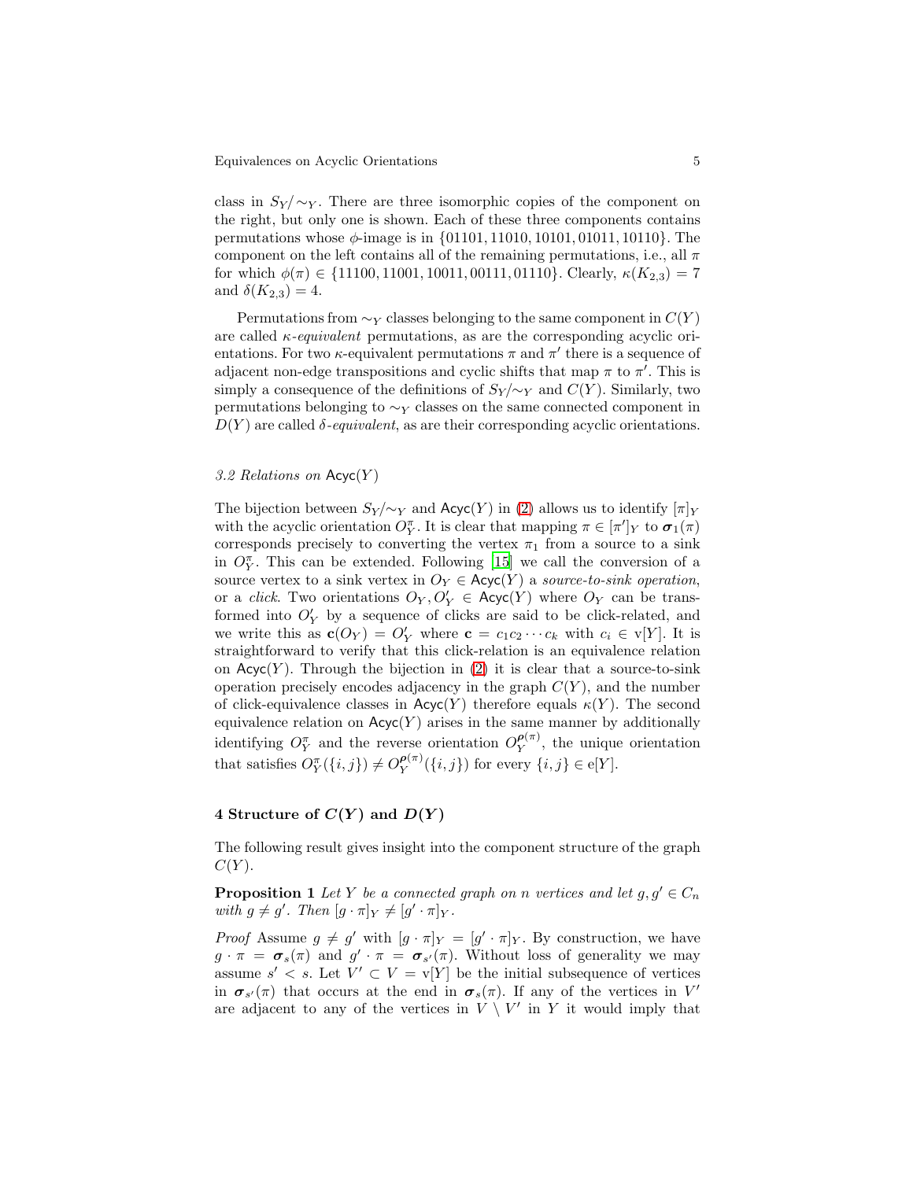class in $S_Y/\sim_Y$. There are three isomorphic copies of the component on the right, but only one is shown. Each of these three components contains permutations whose $\phi$-image is in $\{01101, 11010, 10101, 01011, 10110\}$. The component on the left contains all of the remaining permutations, i.e., all $\pi$ for which $\phi(\pi) \in \{11100, 11001, 10011, 00111, 01110\}$. Clearly, $\kappa(K_{2,3}) = 7$ and $\delta(K_{2,3}) = 4$.

Permutations from $\sim_Y$ classes belonging to the same component in $C(Y)$ are called *$\kappa$-equivalent* permutations, as are the corresponding acyclic orientations. For two $\kappa$-equivalent permutations $\pi$ and $\pi'$ there is a sequence of adjacent non-edge transpositions and cyclic shifts that map $\pi$ to $\pi'$. This is simply a consequence of the definitions of $S_Y/\sim_Y$ and $C(Y)$. Similarly, two permutations belonging to $\sim_Y$ classes on the same connected component in $D(Y)$ are called *$\delta$-equivalent*, as are their corresponding acyclic orientations.

### 3.2 Relations on $\mathsf{Acyc}(Y)$

The bijection between $S_Y/\sim_Y$ and $\mathsf{Acyc}(Y)$ in (2) allows us to identify $[\pi]_Y$ with the acyclic orientation $O_Y^\pi$. It is clear that mapping $\pi \in [\pi']_Y$ to $\boldsymbol{\sigma}_1(\pi)$ corresponds precisely to converting the vertex $\pi_1$ from a source to a sink in $O_Y^\pi$. This can be extended. Following [15] we call the conversion of a source vertex to a sink vertex in $O_Y \in \mathsf{Acyc}(Y)$ a *source-to-sink operation*, or a *click*. Two orientations $O_Y, O_Y' \in \mathsf{Acyc}(Y)$ where $O_Y$ can be transformed into $O_Y'$ by a sequence of clicks are said to be click-related, and we write this as $\mathbf{c}(O_Y) = O_Y'$ where $\mathbf{c} = c_1 c_2 \cdots c_k$ with $c_i \in \mathrm{v}[Y]$. It is straightforward to verify that this click-relation is an equivalence relation on $\mathsf{Acyc}(Y)$. Through the bijection in (2) it is clear that a source-to-sink operation precisely encodes adjacency in the graph $C(Y)$, and the number of click-equivalence classes in $\mathsf{Acyc}(Y)$ therefore equals $\kappa(Y)$. The second equivalence relation on $\mathsf{Acyc}(Y)$ arises in the same manner by additionally identifying $O_Y^\pi$ and the reverse orientation $O_Y^{\boldsymbol{\rho}(\pi)}$, the unique orientation that satisfies $O_Y^\pi(\{i,j\}) \neq O_Y^{\boldsymbol{\rho}(\pi)}(\{i,j\})$ for every $\{i,j\} \in \mathrm{e}[Y]$.

## 4 Structure of $C(Y)$ and $D(Y)$

The following result gives insight into the component structure of the graph $C(Y)$.

**Proposition 1** *Let $Y$ be a connected graph on $n$ vertices and let $g, g' \in C_n$ with $g \neq g'$. Then $[g \cdot \pi]_Y \neq [g' \cdot \pi]_Y$.*

*Proof* Assume $g \neq g'$ with $[g \cdot \pi]_Y = [g' \cdot \pi]_Y$. By construction, we have $g \cdot \pi = \boldsymbol{\sigma}_s(\pi)$ and $g' \cdot \pi = \boldsymbol{\sigma}_{s'}(\pi)$. Without loss of generality we may assume $s' < s$. Let $V' \subset V = \mathrm{v}[Y]$ be the initial subsequence of vertices in $\boldsymbol{\sigma}_{s'}(\pi)$ that occurs at the end in $\boldsymbol{\sigma}_s(\pi)$. If any of the vertices in $V'$ are adjacent to any of the vertices in $V \setminus V'$ in $Y$ it would imply that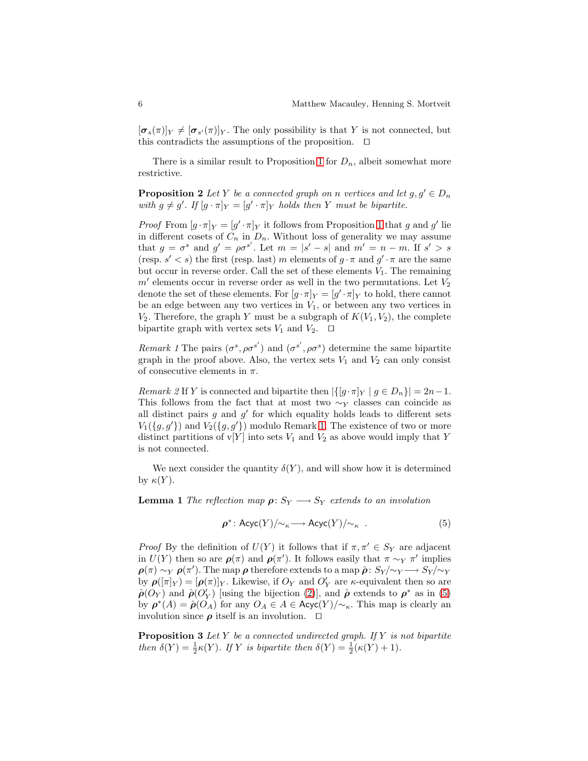$[\boldsymbol{\sigma}_s(\pi)]_Y \neq [\boldsymbol{\sigma}_{s'}(\pi)]_Y$. The only possibility is that $Y$ is not connected, but this contradicts the assumptions of the proposition. $\square$

There is a similar result to Proposition 1 for $D_n$, albeit somewhat more restrictive.

**Proposition 2** *Let $Y$ be a connected graph on $n$ vertices and let $g, g' \in D_n$ with $g \neq g'$. If $[g \cdot \pi]_Y = [g' \cdot \pi]_Y$ holds then $Y$ must be bipartite.*

*Proof* From $[g \cdot \pi]_Y = [g' \cdot \pi]_Y$ it follows from Proposition 1 that $g$ and $g'$ lie in different cosets of $C_n$ in $D_n$. Without loss of generality we may assume that $g = \sigma^s$ and $g' = \rho\sigma^{s'}$. Let $m = |s' - s|$ and $m' = n - m$. If $s' > s$ (resp. $s' < s$) the first (resp. last) $m$ elements of $g \cdot \pi$ and $g' \cdot \pi$ are the same but occur in reverse order. Call the set of these elements $V_1$. The remaining $m'$ elements occur in reverse order as well in the two permutations. Let $V_2$ denote the set of these elements. For $[g \cdot \pi]_Y = [g' \cdot \pi]_Y$ to hold, there cannot be an edge between any two vertices in $V_1$, or between any two vertices in $V_2$. Therefore, the graph $Y$ must be a subgraph of $K(V_1, V_2)$, the complete bipartite graph with vertex sets $V_1$ and $V_2$. $\square$

*Remark 1* The pairs $(\sigma^s, \rho\sigma^{s'})$ and $(\sigma^{s'}, \rho\sigma^s)$ determine the same bipartite graph in the proof above. Also, the vertex sets $V_1$ and $V_2$ can only consist of consecutive elements in $\pi$.

*Remark 2* If $Y$ is connected and bipartite then $|\{[g \cdot \pi]_Y \mid g \in D_n\}| = 2n - 1$. This follows from the fact that at most two $\sim_Y$ classes can coincide as all distinct pairs $g$ and $g'$ for which equality holds leads to different sets $V_1(\{g, g'\})$ and $V_2(\{g, g'\})$ modulo Remark 1. The existence of two or more distinct partitions of $\mathrm{v}[Y]$ into sets $V_1$ and $V_2$ as above would imply that $Y$ is not connected.

We next consider the quantity $\delta(Y)$, and will show how it is determined by $\kappa(Y)$.

**Lemma 1** *The reflection map $\boldsymbol{\rho}\colon S_Y \longrightarrow S_Y$ extends to an involution*

$$\boldsymbol{\rho}^*\colon \mathsf{Acyc}(Y)/\!\sim_\kappa \longrightarrow \mathsf{Acyc}(Y)/\!\sim_\kappa \ . \tag{5}$$

*Proof* By the definition of $U(Y)$ it follows that if $\pi, \pi' \in S_Y$ are adjacent in $U(Y)$ then so are $\boldsymbol{\rho}(\pi)$ and $\boldsymbol{\rho}(\pi')$. It follows easily that $\pi \sim_Y \pi'$ implies $\boldsymbol{\rho}(\pi) \sim_Y \boldsymbol{\rho}(\pi')$. The map $\boldsymbol{\rho}$ therefore extends to a map $\hat{\boldsymbol{\rho}}\colon S_Y/\!\sim_Y \longrightarrow S_Y/\!\sim_Y$ by $\boldsymbol{\rho}([\pi]_Y) = [\boldsymbol{\rho}(\pi)]_Y$. Likewise, if $O_Y$ and $O'_Y$ are $\kappa$-equivalent then so are $\hat{\boldsymbol{\rho}}(O_Y)$ and $\hat{\boldsymbol{\rho}}(O'_Y)$ [using the bijection (2)], and $\hat{\boldsymbol{\rho}}$ extends to $\boldsymbol{\rho}^*$ as in (5) by $\boldsymbol{\rho}^*(A) = \hat{\boldsymbol{\rho}}(O_A)$ for any $O_A \in A \in \mathsf{Acyc}(Y)/\!\sim_\kappa$. This map is clearly an involution since $\boldsymbol{\rho}$ itself is an involution. $\square$

**Proposition 3** *Let $Y$ be a connected undirected graph. If $Y$ is not bipartite then $\delta(Y) = \frac{1}{2}\kappa(Y)$. If $Y$ is bipartite then $\delta(Y) = \frac{1}{2}(\kappa(Y) + 1)$.*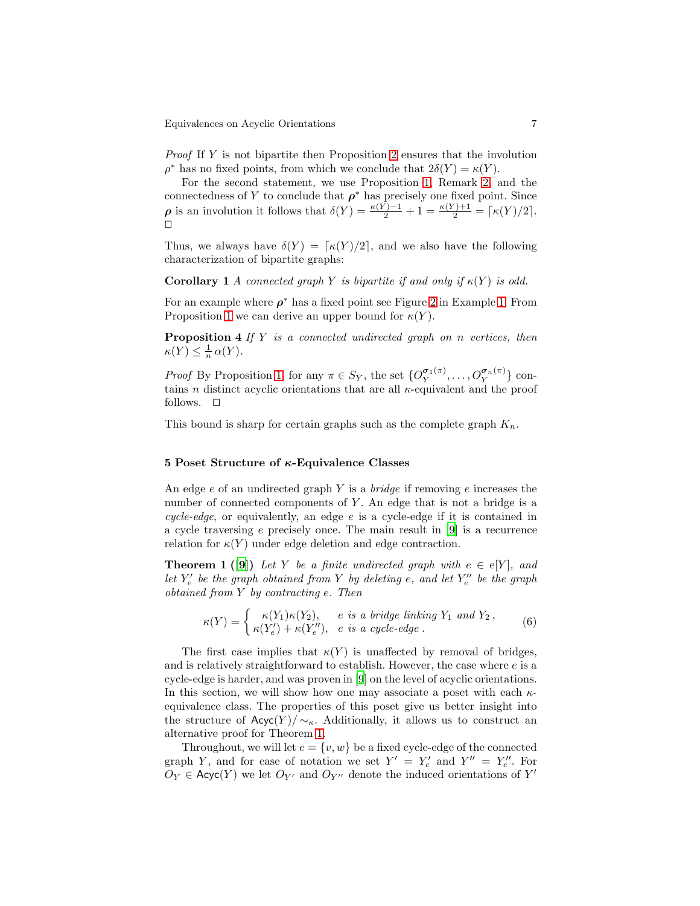*Proof* If $Y$ is not bipartite then Proposition 2 ensures that the involution $\rho^*$ has no fixed points, from which we conclude that $2\delta(Y) = \kappa(Y)$.

For the second statement, we use Proposition 1, Remark 2, and the connectedness of $Y$ to conclude that $\boldsymbol{\rho}^*$ has precisely one fixed point. Since $\boldsymbol{\rho}$ is an involution it follows that $\delta(Y) = \frac{\kappa(Y)-1}{2} + 1 = \frac{\kappa(Y)+1}{2} = \lceil \kappa(Y)/2 \rceil$. □

Thus, we always have $\delta(Y) = \lceil \kappa(Y)/2 \rceil$, and we also have the following characterization of bipartite graphs:

**Corollary 1** *A connected graph $Y$ is bipartite if and only if $\kappa(Y)$ is odd.*

For an example where $\boldsymbol{\rho}^*$ has a fixed point see Figure 2 in Example 1. From Proposition 1 we can derive an upper bound for $\kappa(Y)$.

**Proposition 4** *If $Y$ is a connected undirected graph on $n$ vertices, then $\kappa(Y) \leq \frac{1}{n}\,\alpha(Y)$.*

*Proof* By Proposition 1, for any $\pi \in S_Y$, the set $\{O_Y^{\boldsymbol{\sigma}_1(\pi)}, \ldots, O_Y^{\boldsymbol{\sigma}_n(\pi)}\}$ contains $n$ distinct acyclic orientations that are all $\kappa$-equivalent and the proof follows. □

This bound is sharp for certain graphs such as the complete graph $K_n$.

## 5 Poset Structure of $\kappa$-Equivalence Classes

An edge $e$ of an undirected graph $Y$ is a *bridge* if removing $e$ increases the number of connected components of $Y$. An edge that is not a bridge is a *cycle-edge*, or equivalently, an edge $e$ is a cycle-edge if it is contained in a cycle traversing $e$ precisely once. The main result in [9] is a recurrence relation for $\kappa(Y)$ under edge deletion and edge contraction.

**Theorem 1 ([9])** *Let $Y$ be a finite undirected graph with $e \in \mathrm{e}[Y]$, and let $Y'_e$ be the graph obtained from $Y$ by deleting $e$, and let $Y''_e$ be the graph obtained from $Y$ by contracting $e$. Then*

$$\kappa(Y) = \begin{cases} \kappa(Y_1)\kappa(Y_2), & e \text{ is a bridge linking } Y_1 \text{ and } Y_2\,, \\ \kappa(Y'_e) + \kappa(Y''_e), & e \text{ is a cycle-edge}\,. \end{cases} \tag{6}$$

The first case implies that $\kappa(Y)$ is unaffected by removal of bridges, and is relatively straightforward to establish. However, the case where $e$ is a cycle-edge is harder, and was proven in [9] on the level of acyclic orientations. In this section, we will show how one may associate a poset with each $\kappa$-equivalence class. The properties of this poset give us better insight into the structure of $\mathsf{Acyc}(Y)/\sim_\kappa$. Additionally, it allows us to construct an alternative proof for Theorem 1.

Throughout, we will let $e = \{v, w\}$ be a fixed cycle-edge of the connected graph $Y$, and for ease of notation we set $Y' = Y'_e$ and $Y'' = Y''_e$. For $O_Y \in \mathsf{Acyc}(Y)$ we let $O_{Y'}$ and $O_{Y''}$ denote the induced orientations of $Y'$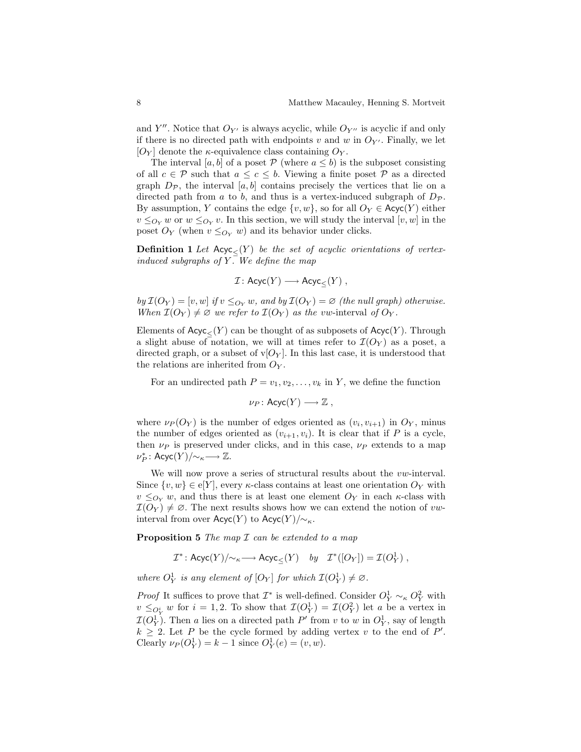and $Y''$. Notice that $O_{Y'}$ is always acyclic, while $O_{Y''}$ is acyclic if and only if there is no directed path with endpoints $v$ and $w$ in $O_{Y'}$. Finally, we let $[O_Y]$ denote the $\kappa$-equivalence class containing $O_Y$.

The interval $[a, b]$ of a poset $\mathcal{P}$ (where $a \leq b$) is the subposet consisting of all $c \in \mathcal{P}$ such that $a \leq c \leq b$. Viewing a finite poset $\mathcal{P}$ as a directed graph $D_{\mathcal{P}}$, the interval $[a, b]$ contains precisely the vertices that lie on a directed path from $a$ to $b$, and thus is a vertex-induced subgraph of $D_{\mathcal{P}}$. By assumption, $Y$ contains the edge $\{v, w\}$, so for all $O_Y \in \mathsf{Acyc}(Y)$ either $v \leq_{O_Y} w$ or $w \leq_{O_Y} v$. In this section, we will study the interval $[v, w]$ in the poset $O_Y$ (when $v \leq_{O_Y} w$) and its behavior under clicks.

**Definition 1** *Let $\mathsf{Acyc}_{\leq}(Y)$ be the set of acyclic orientations of vertex-induced subgraphs of $Y$. We define the map*

$$\mathcal{I} \colon \mathsf{Acyc}(Y) \longrightarrow \mathsf{Acyc}_{\leq}(Y) ,$$

*by $\mathcal{I}(O_Y) = [v, w]$ if $v \leq_{O_Y} w$, and by $\mathcal{I}(O_Y) = \varnothing$ (the null graph) otherwise. When $\mathcal{I}(O_Y) \neq \varnothing$ we refer to $\mathcal{I}(O_Y)$ as the $vw$-interval of $O_Y$.*

Elements of $\mathsf{Acyc}_{\leq}(Y)$ can be thought of as subposets of $\mathsf{Acyc}(Y)$. Through a slight abuse of notation, we will at times refer to $\mathcal{I}(O_Y)$ as a poset, a directed graph, or a subset of $\mathrm{v}[O_Y]$. In this last case, it is understood that the relations are inherited from $O_Y$.

For an undirected path $P = v_1, v_2, \ldots, v_k$ in $Y$, we define the function

$$\nu_P \colon \mathsf{Acyc}(Y) \longrightarrow \mathbb{Z} ,$$

where $\nu_P(O_Y)$ is the number of edges oriented as $(v_i, v_{i+1})$ in $O_Y$, minus the number of edges oriented as $(v_{i+1}, v_i)$. It is clear that if $P$ is a cycle, then $\nu_P$ is preserved under clicks, and in this case, $\nu_P$ extends to a map $\nu_P^* \colon \mathsf{Acyc}(Y)/{\sim_\kappa} \longrightarrow \mathbb{Z}$.

We will now prove a series of structural results about the $vw$-interval. Since $\{v, w\} \in \mathrm{e}[Y]$, every $\kappa$-class contains at least one orientation $O_Y$ with $v \leq_{O_Y} w$, and thus there is at least one element $O_Y$ in each $\kappa$-class with $\mathcal{I}(O_Y) \neq \varnothing$. The next results shows how we can extend the notion of $vw$-interval from over $\mathsf{Acyc}(Y)$ to $\mathsf{Acyc}(Y)/{\sim_\kappa}$.

**Proposition 5** *The map $\mathcal{I}$ can be extended to a map*

$$\mathcal{I}^* \colon \mathsf{Acyc}(Y)/{\sim_\kappa} \longrightarrow \mathsf{Acyc}_{\leq}(Y) \quad by \quad \mathcal{I}^*([O_Y]) = \mathcal{I}(O_Y^1) ,$$

*where $O_Y^1$ is any element of $[O_Y]$ for which $\mathcal{I}(O_Y^1) \neq \varnothing$.*

*Proof* It suffices to prove that $\mathcal{I}^*$ is well-defined. Consider $O_Y^1 \sim_\kappa O_Y^2$ with $v \leq_{O_Y^i} w$ for $i = 1, 2$. To show that $\mathcal{I}(O_Y^1) = \mathcal{I}(O_Y^2)$ let $a$ be a vertex in $\mathcal{I}(O_Y^1)$. Then $a$ lies on a directed path $P'$ from $v$ to $w$ in $O_Y^1$, say of length $k \geq 2$. Let $P$ be the cycle formed by adding vertex $v$ to the end of $P'$. Clearly $\nu_P(O_Y^1) = k - 1$ since $O_Y^1(e) = (v, w)$.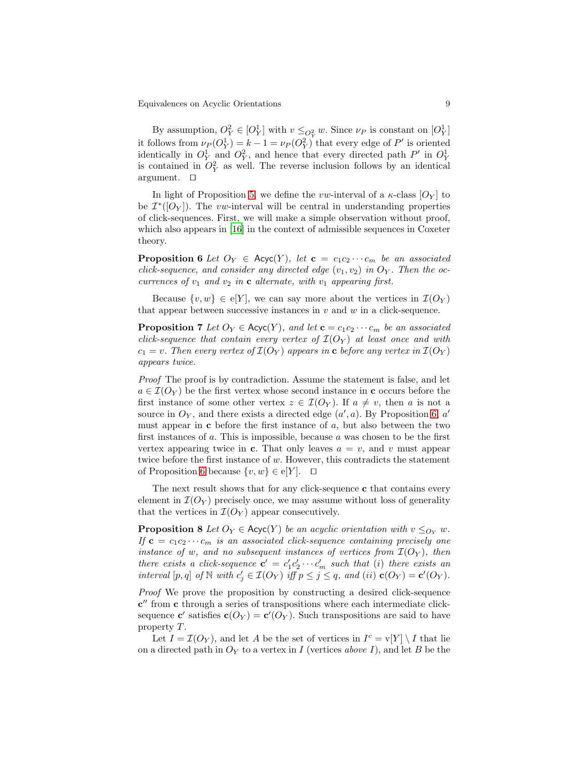By assumption, $O_Y^2 \in [O_Y^1]$ with $v \leq_{O_Y^2} w$. Since $\nu_P$ is constant on $[O_Y^1]$ it follows from $\nu_P(O_Y^1) = k - 1 = \nu_P(O_Y^2)$ that every edge of $P'$ is oriented identically in $O_Y^1$ and $O_Y^2$, and hence that every directed path $P'$ in $O_Y^1$ is contained in $O_Y^2$ as well. The reverse inclusion follows by an identical argument. $\Box$

In light of Proposition 5, we define the $vw$-interval of a $\kappa$-class $[O_Y]$ to be $\mathcal{I}^*([O_Y])$. The $vw$-interval will be central in understanding properties of click-sequences. First, we will make a simple observation without proof, which also appears in [16] in the context of admissible sequences in Coxeter theory.

**Proposition 6** *Let $O_Y \in \mathsf{Acyc}(Y)$, let $\mathbf{c} = c_1 c_2 \cdots c_m$ be an associated click-sequence, and consider any directed edge $(v_1, v_2)$ in $O_Y$. Then the occurrences of $v_1$ and $v_2$ in $\mathbf{c}$ alternate, with $v_1$ appearing first.*

Because $\{v, w\} \in \mathrm{e}[Y]$, we can say more about the vertices in $\mathcal{I}(O_Y)$ that appear between successive instances in $v$ and $w$ in a click-sequence.

**Proposition 7** *Let $O_Y \in \mathsf{Acyc}(Y)$, and let $\mathbf{c} = c_1 c_2 \cdots c_m$ be an associated click-sequence that contain every vertex of $\mathcal{I}(O_Y)$ at least once and with $c_1 = v$. Then every vertex of $\mathcal{I}(O_Y)$ appears in $\mathbf{c}$ before any vertex in $\mathcal{I}(O_Y)$ appears twice.*

*Proof* The proof is by contradiction. Assume the statement is false, and let $a \in \mathcal{I}(O_Y)$ be the first vertex whose second instance in $\mathbf{c}$ occurs before the first instance of some other vertex $z \in \mathcal{I}(O_Y)$. If $a \neq v$, then $a$ is not a source in $O_Y$, and there exists a directed edge $(a', a)$. By Proposition 6, $a'$ must appear in $\mathbf{c}$ before the first instance of $a$, but also between the two first instances of $a$. This is impossible, because $a$ was chosen to be the first vertex appearing twice in $\mathbf{c}$. That only leaves $a = v$, and $v$ must appear twice before the first instance of $w$. However, this contradicts the statement of Proposition 6 because $\{v, w\} \in \mathrm{e}[Y]$. $\Box$

The next result shows that for any click-sequence $\mathbf{c}$ that contains every element in $\mathcal{I}(O_Y)$ precisely once, we may assume without loss of generality that the vertices in $\mathcal{I}(O_Y)$ appear consecutively.

**Proposition 8** *Let $O_Y \in \mathsf{Acyc}(Y)$ be an acyclic orientation with $v \leq_{O_Y} w$. If $\mathbf{c} = c_1 c_2 \cdots c_m$ is an associated click-sequence containing precisely one instance of $w$, and no subsequent instances of vertices from $\mathcal{I}(O_Y)$, then there exists a click-sequence $\mathbf{c}' = c_1' c_2' \cdots c_m'$ such that $(i)$ there exists an interval $[p, q]$ of $\mathbb{N}$ with $c_j' \in \mathcal{I}(O_Y)$ iff $p \leq j \leq q$, and $(ii)$ $\mathbf{c}(O_Y) = \mathbf{c}'(O_Y)$.*

*Proof* We prove the proposition by constructing a desired click-sequence $\mathbf{c}''$ from $\mathbf{c}$ through a series of transpositions where each intermediate click-sequence $\mathbf{c}'$ satisfies $\mathbf{c}(O_Y) = \mathbf{c}'(O_Y)$. Such transpositions are said to have property $T$.

Let $I = \mathcal{I}(O_Y)$, and let $A$ be the set of vertices in $I^c = \mathrm{v}[Y] \setminus I$ that lie on a directed path in $O_Y$ to a vertex in $I$ (vertices *above* $I$), and let $B$ be the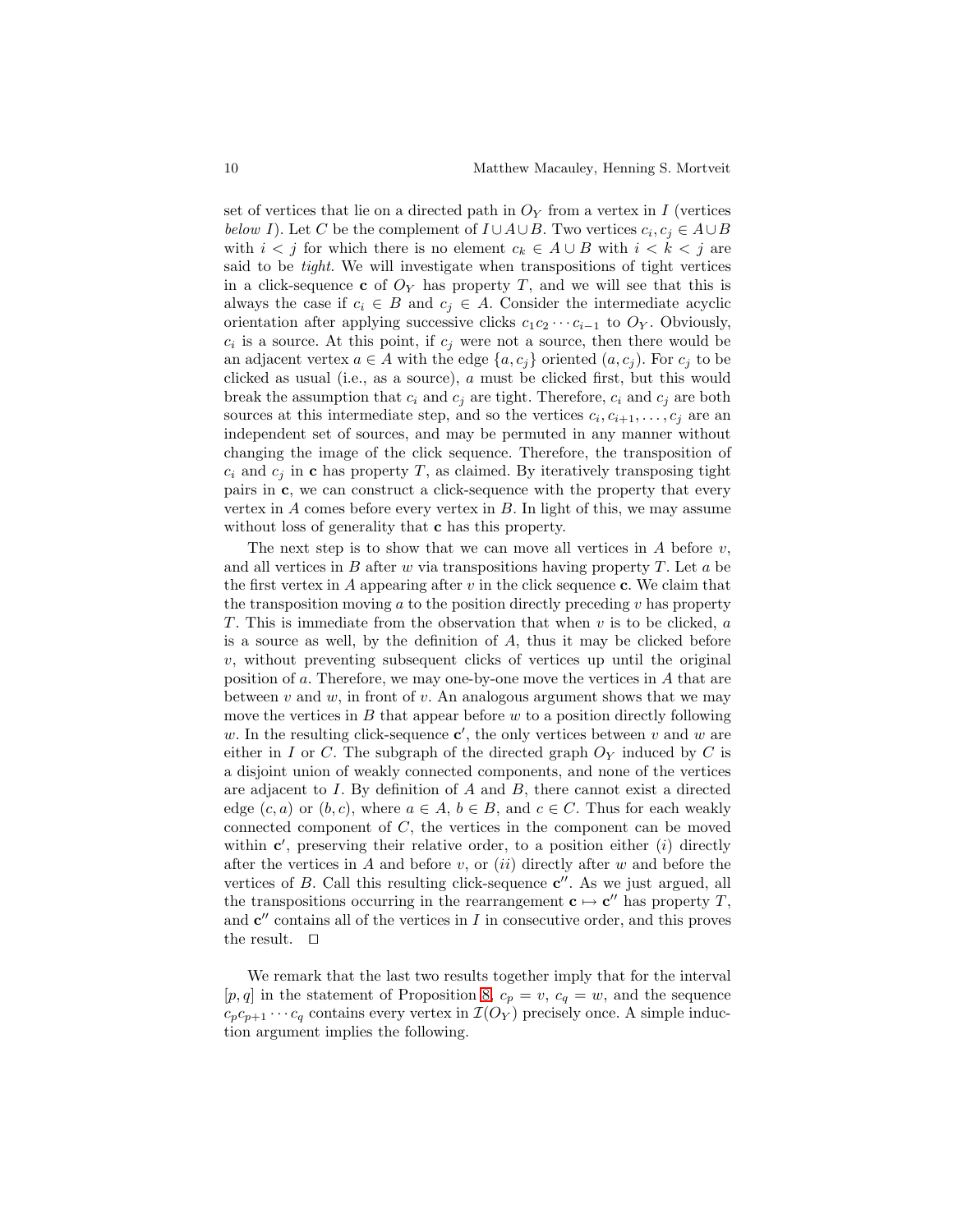set of vertices that lie on a directed path in $O_Y$ from a vertex in $I$ (vertices *below* $I$). Let $C$ be the complement of $I \cup A \cup B$. Two vertices $c_i, c_j \in A \cup B$ with $i < j$ for which there is no element $c_k \in A \cup B$ with $i < k < j$ are said to be *tight*. We will investigate when transpositions of tight vertices in a click-sequence $\mathbf{c}$ of $O_Y$ has property $T$, and we will see that this is always the case if $c_i \in B$ and $c_j \in A$. Consider the intermediate acyclic orientation after applying successive clicks $c_1 c_2 \cdots c_{i-1}$ to $O_Y$. Obviously, $c_i$ is a source. At this point, if $c_j$ were not a source, then there would be an adjacent vertex $a \in A$ with the edge $\{a, c_j\}$ oriented $(a, c_j)$. For $c_j$ to be clicked as usual (i.e., as a source), $a$ must be clicked first, but this would break the assumption that $c_i$ and $c_j$ are tight. Therefore, $c_i$ and $c_j$ are both sources at this intermediate step, and so the vertices $c_i, c_{i+1}, \ldots, c_j$ are an independent set of sources, and may be permuted in any manner without changing the image of the click sequence. Therefore, the transposition of $c_i$ and $c_j$ in $\mathbf{c}$ has property $T$, as claimed. By iteratively transposing tight pairs in $\mathbf{c}$, we can construct a click-sequence with the property that every vertex in $A$ comes before every vertex in $B$. In light of this, we may assume without loss of generality that $\mathbf{c}$ has this property.

The next step is to show that we can move all vertices in $A$ before $v$, and all vertices in $B$ after $w$ via transpositions having property $T$. Let $a$ be the first vertex in $A$ appearing after $v$ in the click sequence $\mathbf{c}$. We claim that the transposition moving $a$ to the position directly preceding $v$ has property $T$. This is immediate from the observation that when $v$ is to be clicked, $a$ is a source as well, by the definition of $A$, thus it may be clicked before $v$, without preventing subsequent clicks of vertices up until the original position of $a$. Therefore, we may one-by-one move the vertices in $A$ that are between $v$ and $w$, in front of $v$. An analogous argument shows that we may move the vertices in $B$ that appear before $w$ to a position directly following $w$. In the resulting click-sequence $\mathbf{c}'$, the only vertices between $v$ and $w$ are either in $I$ or $C$. The subgraph of the directed graph $O_Y$ induced by $C$ is a disjoint union of weakly connected components, and none of the vertices are adjacent to $I$. By definition of $A$ and $B$, there cannot exist a directed edge $(c, a)$ or $(b, c)$, where $a \in A$, $b \in B$, and $c \in C$. Thus for each weakly connected component of $C$, the vertices in the component can be moved within $\mathbf{c}'$, preserving their relative order, to a position either $(i)$ directly after the vertices in $A$ and before $v$, or $(ii)$ directly after $w$ and before the vertices of $B$. Call this resulting click-sequence $\mathbf{c}''$. As we just argued, all the transpositions occurring in the rearrangement $\mathbf{c} \mapsto \mathbf{c}''$ has property $T$, and $\mathbf{c}''$ contains all of the vertices in $I$ in consecutive order, and this proves the result. $\square$

We remark that the last two results together imply that for the interval $[p, q]$ in the statement of Proposition 8, $c_p = v$, $c_q = w$, and the sequence $c_p c_{p+1} \cdots c_q$ contains every vertex in $\mathcal{I}(O_Y)$ precisely once. A simple induction argument implies the following.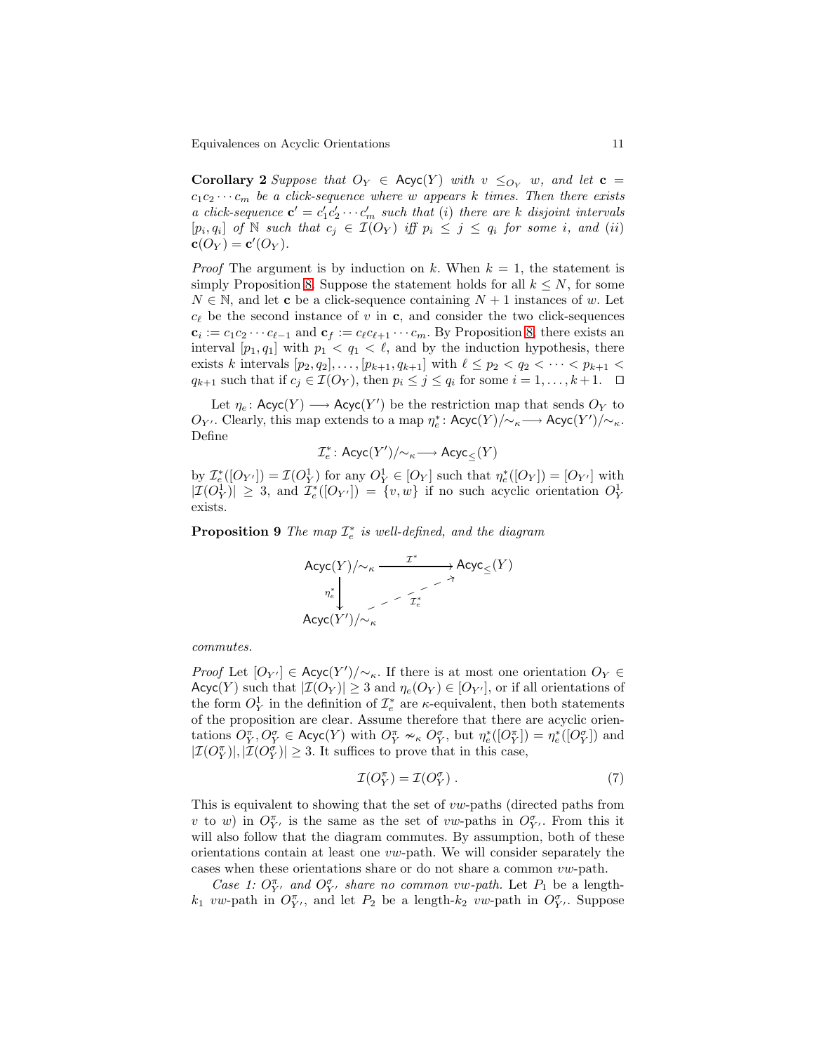**Corollary 2** *Suppose that $O_Y \in \mathsf{Acyc}(Y)$ with $v \leq_{O_Y} w$, and let $\mathbf{c} = c_1 c_2 \cdots c_m$ be a click-sequence where $w$ appears $k$ times. Then there exists a click-sequence $\mathbf{c}' = c_1' c_2' \cdots c_m'$ such that (i) there are $k$ disjoint intervals $[p_i, q_i]$ of $\mathbb{N}$ such that $c_j \in \mathcal{I}(O_Y)$ iff $p_i \leq j \leq q_i$ for some $i$, and (ii) $\mathbf{c}(O_Y) = \mathbf{c}'(O_Y)$.*

*Proof* The argument is by induction on $k$. When $k = 1$, the statement is simply Proposition 8. Suppose the statement holds for all $k \leq N$, for some $N \in \mathbb{N}$, and let $\mathbf{c}$ be a click-sequence containing $N+1$ instances of $w$. Let $c_\ell$ be the second instance of $v$ in $\mathbf{c}$, and consider the two click-sequences $\mathbf{c}_i := c_1 c_2 \cdots c_{\ell-1}$ and $\mathbf{c}_f := c_\ell c_{\ell+1} \cdots c_m$. By Proposition 8, there exists an interval $[p_1, q_1]$ with $p_1 < q_1 < \ell$, and by the induction hypothesis, there exists $k$ intervals $[p_2, q_2], \ldots, [p_{k+1}, q_{k+1}]$ with $\ell \leq p_2 < q_2 < \cdots < p_{k+1} < q_{k+1}$ such that if $c_j \in \mathcal{I}(O_Y)$, then $p_i \leq j \leq q_i$ for some $i = 1, \ldots, k+1$. $\square$

Let $\eta_e \colon \mathsf{Acyc}(Y) \longrightarrow \mathsf{Acyc}(Y')$ be the restriction map that sends $O_Y$ to $O_{Y'}$. Clearly, this map extends to a map $\eta_e^* \colon \mathsf{Acyc}(Y)/{\sim_\kappa} \longrightarrow \mathsf{Acyc}(Y')/{\sim_\kappa}$. Define

$$\mathcal{I}_e^* \colon \mathsf{Acyc}(Y')/{\sim_\kappa} \longrightarrow \mathsf{Acyc}_{\leq}(Y)$$

by $\mathcal{I}_e^*([O_{Y'}]) = \mathcal{I}(O_Y^1)$ for any $O_Y^1 \in [O_Y]$ such that $\eta_e^*([O_Y]) = [O_{Y'}]$ with $|\mathcal{I}(O_Y^1)| \geq 3$, and $\mathcal{I}_e^*([O_{Y'}]) = \{v, w\}$ if no such acyclic orientation $O_Y^1$ exists.

**Proposition 9** *The map $\mathcal{I}_e^*$ is well-defined, and the diagram*

$$\begin{array}{ccc}
\mathsf{Acyc}(Y)/{\sim_\kappa} & \xrightarrow{\ \mathcal{I}^*\ } & \mathsf{Acyc}_{\leq}(Y) \\
{\scriptstyle \eta_e^*}\big\downarrow & \nearrow_{\mathcal{I}_e^*} & \\
\mathsf{Acyc}(Y')/{\sim_\kappa} & &
\end{array}$$

*commutes.*

*Proof* Let $[O_{Y'}] \in \mathsf{Acyc}(Y')/{\sim_\kappa}$. If there is at most one orientation $O_Y \in \mathsf{Acyc}(Y)$ such that $|\mathcal{I}(O_Y)| \geq 3$ and $\eta_e(O_Y) \in [O_{Y'}]$, or if all orientations of the form $O_Y^1$ in the definition of $\mathcal{I}_e^*$ are $\kappa$-equivalent, then both statements of the proposition are clear. Assume therefore that there are acyclic orientations $O_Y^\pi, O_Y^\sigma \in \mathsf{Acyc}(Y)$ with $O_Y^\pi \nsim_\kappa O_Y^\sigma$, but $\eta_e^*([O_Y^\pi]) = \eta_e^*([O_Y^\sigma])$ and $|\mathcal{I}(O_Y^\pi)|, |\mathcal{I}(O_Y^\sigma)| \geq 3$. It suffices to prove that in this case,

$$\mathcal{I}(O_Y^\pi) = \mathcal{I}(O_Y^\sigma) \,. \tag{7}$$

This is equivalent to showing that the set of $vw$-paths (directed paths from $v$ to $w$) in $O_{Y'}^\pi$ is the same as the set of $vw$-paths in $O_{Y'}^\sigma$. From this it will also follow that the diagram commutes. By assumption, both of these orientations contain at least one $vw$-path. We will consider separately the cases when these orientations share or do not share a common $vw$-path.

*Case 1: $O_{Y'}^\pi$ and $O_{Y'}^\sigma$ share no common $vw$-path.* Let $P_1$ be a length-$k_1$ $vw$-path in $O_{Y'}^\pi$, and let $P_2$ be a length-$k_2$ $vw$-path in $O_{Y'}^\sigma$. Suppose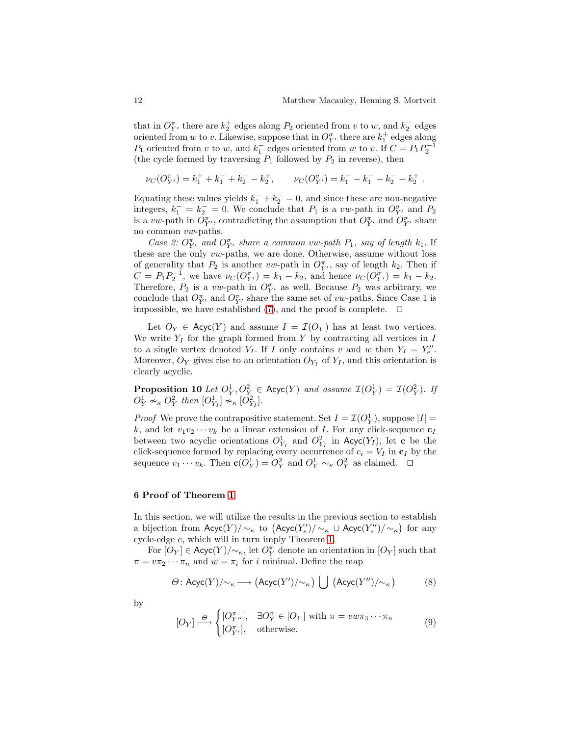that in $O^{\pi}_{Y'}$ there are $k_2^+$ edges along $P_2$ oriented from $v$ to $w$, and $k_2^-$ edges oriented from $w$ to $v$. Likewise, suppose that in $O^{\sigma}_{Y'}$ there are $k_1^+$ edges along $P_1$ oriented from $v$ to $w$, and $k_1^-$ edges oriented from $w$ to $v$. If $C = P_1P_2^{-1}$ (the cycle formed by traversing $P_1$ followed by $P_2$ in reverse), then

$$\nu_C(O^{\pi}_{Y'}) = k_1^+ + k_1^- + k_2^- - k_2^+, \qquad \nu_C(O^{\sigma}_{Y'}) = k_1^+ - k_1^- - k_2^- - k_2^+ \ .$$

Equating these values yields $k_1^- + k_2^- = 0$, and since these are non-negative integers, $k_1^- = k_2^- = 0$. We conclude that $P_1$ is a $vw$-path in $O^{\sigma}_{Y'}$ and $P_2$ is a $vw$-path in $O^{\pi}_{Y'}$, contradicting the assumption that $O^{\pi}_{Y'}$ and $O^{\sigma}_{Y'}$ share no common $vw$-paths.

*Case 2: $O^{\pi}_{Y'}$ and $O^{\sigma}_{Y'}$ share a common $vw$-path $P_1$, say of length $k_1$.* If these are the only $vw$-paths, we are done. Otherwise, assume without loss of generality that $P_2$ is another $vw$-path in $O^{\pi}_{Y'}$, say of length $k_2$. Then if $C = P_1P_2^{-1}$, we have $\nu_C(O^{\pi}_{Y'}) = k_1 - k_2$, and hence $\nu_C(O^{\sigma}_{Y'}) = k_1 - k_2$. Therefore, $P_2$ is a $vw$-path in $O^{\sigma}_{Y'}$ as well. Because $P_2$ was arbitrary, we conclude that $O^{\pi}_{Y'}$ and $O^{\sigma}_{Y'}$ share the same set of $vw$-paths. Since Case 1 is impossible, we have established (7), and the proof is complete. $\square$

Let $O_Y \in \mathsf{Acyc}(Y)$ and assume $I = \mathcal{I}(O_Y)$ has at least two vertices. We write $Y_I$ for the graph formed from $Y$ by contracting all vertices in $I$ to a single vertex denoted $V_I$. If $I$ only contains $v$ and $w$ then $Y_I = Y''_e$. Moreover, $O_Y$ gives rise to an orientation $O_{Y_I}$ of $Y_I$, and this orientation is clearly acyclic.

**Proposition 10** *Let $O^1_Y, O^2_Y \in \mathsf{Acyc}(Y)$ and assume $\mathcal{I}(O^1_Y) = \mathcal{I}(O^2_Y)$. If $O^1_Y \nsim_\kappa O^2_Y$ then $[O^1_{Y_I}] \nsim_\kappa [O^2_{Y_I}]$.*

*Proof* We prove the contrapositive statement. Set $I = \mathcal{I}(O^1_Y)$, suppose $|I| = k$, and let $v_1v_2\cdots v_k$ be a linear extension of $I$. For any click-sequence $\mathbf{c}_I$ between two acyclic orientations $O^1_{Y_I}$ and $O^2_{Y_I}$ in $\mathsf{Acyc}(Y_I)$, let $\mathbf{c}$ be the click-sequence formed by replacing every occurrence of $c_i = V_I$ in $\mathbf{c}_I$ by the sequence $v_1\cdots v_k$. Then $\mathbf{c}(O^1_Y) = O^2_Y$ and $O^1_Y \sim_\kappa O^2_Y$ as claimed. $\square$

## 6 Proof of Theorem 1

In this section, we will utilize the results in the previous section to establish a bijection from $\mathsf{Acyc}(Y)/{\sim_\kappa}$ to $\big(\mathsf{Acyc}(Y'_e)/{\sim_\kappa} \cup \mathsf{Acyc}(Y''_e)/{\sim_\kappa}\big)$ for any cycle-edge $e$, which will in turn imply Theorem 1.

For $[O_Y] \in \mathsf{Acyc}(Y)/{\sim_\kappa}$, let $O^{\pi}_Y$ denote an orientation in $[O_Y]$ such that $\pi = v\pi_2\cdots\pi_n$ and $w = \pi_i$ for $i$ minimal. Define the map

$$\varTheta \colon \mathsf{Acyc}(Y)/{\sim_\kappa} \longrightarrow \big(\mathsf{Acyc}(Y')/{\sim_\kappa}\big) \bigcup \big(\mathsf{Acyc}(Y'')/{\sim_\kappa}\big) \tag{8}$$

by

$$[O_Y] \overset{\varTheta}{\longmapsto} \begin{cases} [O^{\pi}_{Y''}], & \exists O^{\pi}_Y \in [O_Y] \text{ with } \pi = vw\pi_3\cdots\pi_n \\ [O^{\pi}_{Y'}], & \text{otherwise.} \end{cases} \tag{9}$$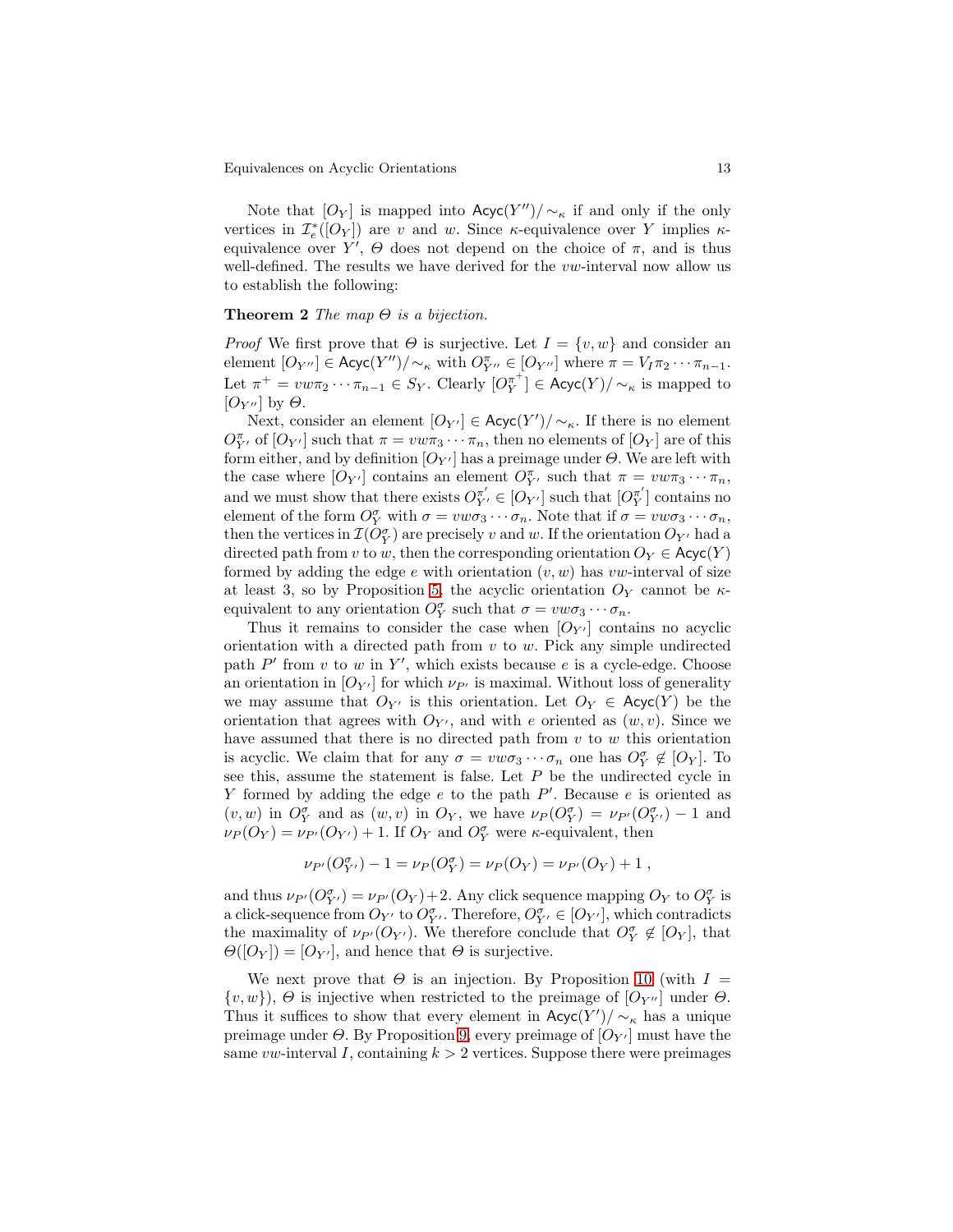Note that $[O_Y]$ is mapped into $\mathsf{Acyc}(Y'')/\sim_\kappa$ if and only if the only vertices in $\mathcal{I}_e^*([O_Y])$ are $v$ and $w$. Since $\kappa$-equivalence over $Y$ implies $\kappa$-equivalence over $Y'$, $\Theta$ does not depend on the choice of $\pi$, and is thus well-defined. The results we have derived for the $vw$-interval now allow us to establish the following:

**Theorem 2** *The map $\Theta$ is a bijection.*

*Proof* We first prove that $\Theta$ is surjective. Let $I = \{v, w\}$ and consider an element $[O_{Y''}] \in \mathsf{Acyc}(Y'')/\sim_\kappa$ with $O^\pi_{Y''} \in [O_{Y''}]$ where $\pi = V_I \pi_2 \cdots \pi_{n-1}$. Let $\pi^+ = vw\pi_2 \cdots \pi_{n-1} \in S_Y$. Clearly $[O_Y^{\pi^+}] \in \mathsf{Acyc}(Y)/\sim_\kappa$ is mapped to $[O_{Y''}]$ by $\Theta$.

Next, consider an element $[O_{Y'}] \in \mathsf{Acyc}(Y')/\sim_\kappa$. If there is no element $O^\pi_{Y'}$ of $[O_{Y'}]$ such that $\pi = vw\pi_3 \cdots \pi_n$, then no elements of $[O_Y]$ are of this form either, and by definition $[O_{Y'}]$ has a preimage under $\Theta$. We are left with the case where $[O_{Y'}]$ contains an element $O^\pi_{Y'}$ such that $\pi = vw\pi_3 \cdots \pi_n$, and we must show that there exists $O^{\pi'}_{Y'} \in [O_{Y'}]$ such that $[O^{\pi'}_Y]$ contains no element of the form $O^\sigma_Y$ with $\sigma = vw\sigma_3 \cdots \sigma_n$. Note that if $\sigma = vw\sigma_3 \cdots \sigma_n$, then the vertices in $\mathcal{I}(O^\sigma_Y)$ are precisely $v$ and $w$. If the orientation $O_{Y'}$ had a directed path from $v$ to $w$, then the corresponding orientation $O_Y \in \mathsf{Acyc}(Y)$ formed by adding the edge $e$ with orientation $(v, w)$ has $vw$-interval of size at least 3, so by Proposition 5, the acyclic orientation $O_Y$ cannot be $\kappa$-equivalent to any orientation $O^\sigma_Y$ such that $\sigma = vw\sigma_3 \cdots \sigma_n$.

Thus it remains to consider the case when $[O_{Y'}]$ contains no acyclic orientation with a directed path from $v$ to $w$. Pick any simple undirected path $P'$ from $v$ to $w$ in $Y'$, which exists because $e$ is a cycle-edge. Choose an orientation in $[O_{Y'}]$ for which $\nu_{P'}$ is maximal. Without loss of generality we may assume that $O_{Y'}$ is this orientation. Let $O_Y \in \mathsf{Acyc}(Y)$ be the orientation that agrees with $O_{Y'}$, and with $e$ oriented as $(w, v)$. Since we have assumed that there is no directed path from $v$ to $w$ this orientation is acyclic. We claim that for any $\sigma = vw\sigma_3 \cdots \sigma_n$ one has $O^\sigma_Y \notin [O_Y]$. To see this, assume the statement is false. Let $P$ be the undirected cycle in $Y$ formed by adding the edge $e$ to the path $P'$. Because $e$ is oriented as $(v, w)$ in $O^\sigma_Y$ and as $(w, v)$ in $O_Y$, we have $\nu_P(O^\sigma_Y) = \nu_{P'}(O^\sigma_{Y'}) - 1$ and $\nu_P(O_Y) = \nu_{P'}(O_{Y'}) + 1$. If $O_Y$ and $O^\sigma_Y$ were $\kappa$-equivalent, then

$$\nu_{P'}(O^\sigma_{Y'}) - 1 = \nu_P(O^\sigma_Y) = \nu_P(O_Y) = \nu_{P'}(O_{Y'}) + 1 ,$$

and thus $\nu_{P'}(O^\sigma_{Y'}) = \nu_{P'}(O_{Y'}) + 2$. Any click sequence mapping $O_Y$ to $O^\sigma_Y$ is a click-sequence from $O_{Y'}$ to $O^\sigma_{Y'}$. Therefore, $O^\sigma_{Y'} \in [O_{Y'}]$, which contradicts the maximality of $\nu_{P'}(O_{Y'})$. We therefore conclude that $O^\sigma_Y \notin [O_Y]$, that $\Theta([O_Y]) = [O_{Y'}]$, and hence that $\Theta$ is surjective.

We next prove that $\Theta$ is an injection. By Proposition 10 (with $I = \{v, w\}$), $\Theta$ is injective when restricted to the preimage of $[O_{Y''}]$ under $\Theta$. Thus it suffices to show that every element in $\mathsf{Acyc}(Y')/\sim_\kappa$ has a unique preimage under $\Theta$. By Proposition 9, every preimage of $[O_{Y'}]$ must have the same $vw$-interval $I$, containing $k > 2$ vertices. Suppose there were preimages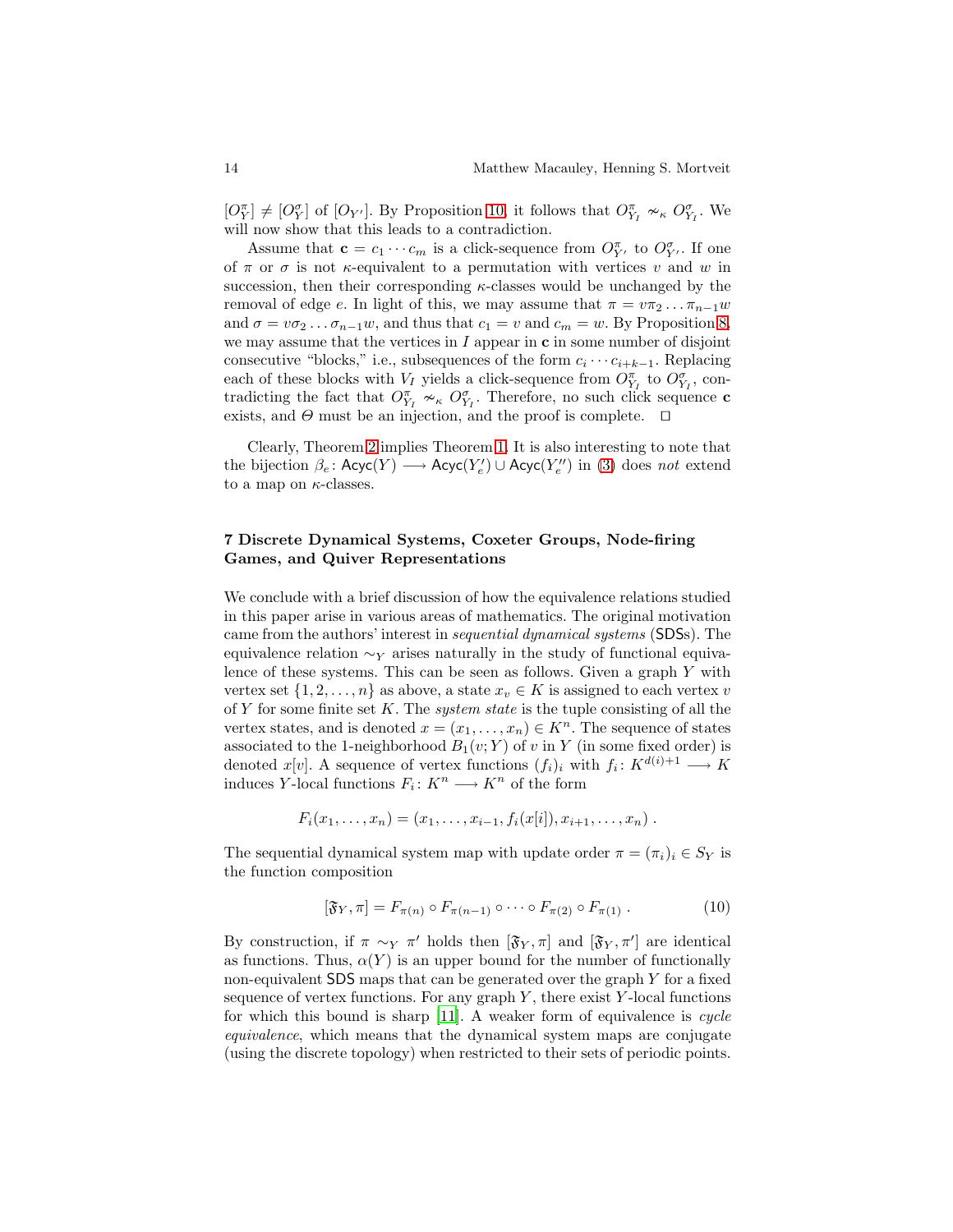$[O^\pi_Y] \neq [O^\sigma_Y]$ of $[O_{Y'}]$. By Proposition 10, it follows that $O^\pi_{Y_I} \nsim_\kappa O^\sigma_{Y_I}$. We will now show that this leads to a contradiction.

Assume that $\mathbf{c} = c_1 \cdots c_m$ is a click-sequence from $O^\pi_{Y'}$ to $O^\sigma_{Y'}$. If one of $\pi$ or $\sigma$ is not $\kappa$-equivalent to a permutation with vertices $v$ and $w$ in succession, then their corresponding $\kappa$-classes would be unchanged by the removal of edge $e$. In light of this, we may assume that $\pi = v\pi_2 \dots \pi_{n-1}w$ and $\sigma = v\sigma_2 \dots \sigma_{n-1}w$, and thus that $c_1 = v$ and $c_m = w$. By Proposition 8, we may assume that the vertices in $I$ appear in $\mathbf{c}$ in some number of disjoint consecutive "blocks," i.e., subsequences of the form $c_i \cdots c_{i+k-1}$. Replacing each of these blocks with $V_I$ yields a click-sequence from $O^\pi_{Y_I}$ to $O^\sigma_{Y_I}$, contradicting the fact that $O^\pi_{Y_I} \nsim_\kappa O^\sigma_{Y_I}$. Therefore, no such click sequence $\mathbf{c}$ exists, and $\Theta$ must be an injection, and the proof is complete. $\square$

Clearly, Theorem 2 implies Theorem 1. It is also interesting to note that the bijection $\beta_e \colon \mathsf{Acyc}(Y) \longrightarrow \mathsf{Acyc}(Y'_e) \cup \mathsf{Acyc}(Y''_e)$ in (3) does *not* extend to a map on $\kappa$-classes.

## 7 Discrete Dynamical Systems, Coxeter Groups, Node-firing Games, and Quiver Representations

We conclude with a brief discussion of how the equivalence relations studied in this paper arise in various areas of mathematics. The original motivation came from the authors' interest in *sequential dynamical systems* (SDSs). The equivalence relation $\sim_Y$ arises naturally in the study of functional equivalence of these systems. This can be seen as follows. Given a graph $Y$ with vertex set $\{1, 2, \dots, n\}$ as above, a state $x_v \in K$ is assigned to each vertex $v$ of $Y$ for some finite set $K$. The *system state* is the tuple consisting of all the vertex states, and is denoted $x = (x_1, \dots, x_n) \in K^n$. The sequence of states associated to the 1-neighborhood $B_1(v; Y)$ of $v$ in $Y$ (in some fixed order) is denoted $x[v]$. A sequence of vertex functions $(f_i)_i$ with $f_i \colon K^{d(i)+1} \longrightarrow K$ induces $Y$-local functions $F_i \colon K^n \longrightarrow K^n$ of the form

$$F_i(x_1, \dots, x_n) = (x_1, \dots, x_{i-1}, f_i(x[i]), x_{i+1}, \dots, x_n) \, .$$

The sequential dynamical system map with update order $\pi = (\pi_i)_i \in S_Y$ is the function composition

$$[\mathfrak{F}_Y, \pi] = F_{\pi(n)} \circ F_{\pi(n-1)} \circ \dots \circ F_{\pi(2)} \circ F_{\pi(1)} \, . \tag{10}$$

By construction, if $\pi \sim_Y \pi'$ holds then $[\mathfrak{F}_Y, \pi]$ and $[\mathfrak{F}_Y, \pi']$ are identical as functions. Thus, $\alpha(Y)$ is an upper bound for the number of functionally non-equivalent SDS maps that can be generated over the graph $Y$ for a fixed sequence of vertex functions. For any graph $Y$, there exist $Y$-local functions for which this bound is sharp [11]. A weaker form of equivalence is *cycle equivalence*, which means that the dynamical system maps are conjugate (using the discrete topology) when restricted to their sets of periodic points.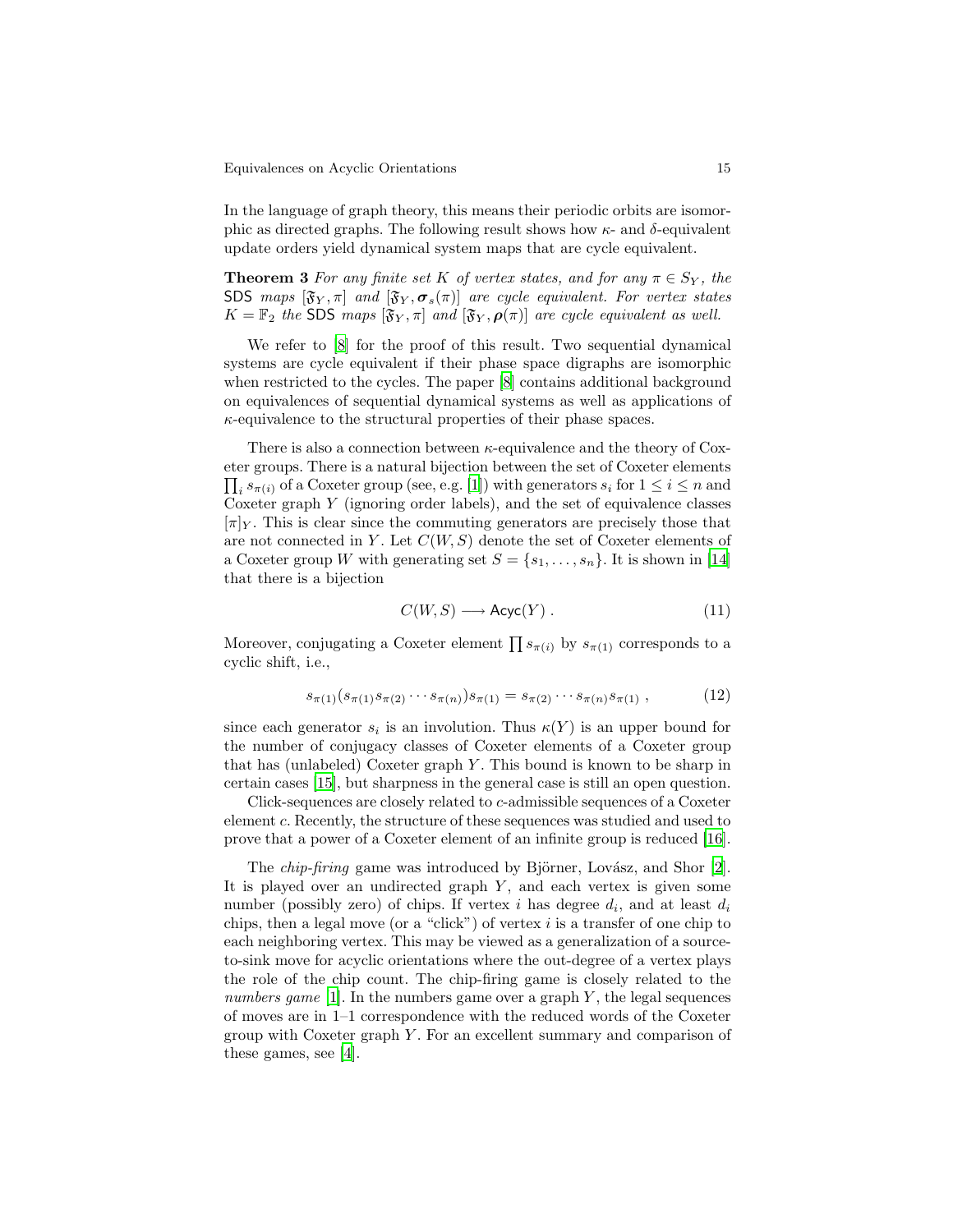In the language of graph theory, this means their periodic orbits are isomorphic as directed graphs. The following result shows how $\kappa$- and $\delta$-equivalent update orders yield dynamical system maps that are cycle equivalent.

**Theorem 3** *For any finite set $K$ of vertex states, and for any $\pi \in S_Y$, the* SDS *maps $[\mathfrak{F}_Y, \pi]$ and $[\mathfrak{F}_Y, \boldsymbol{\sigma}_s(\pi)]$ are cycle equivalent. For vertex states $K = \mathbb{F}_2$ the* SDS *maps $[\mathfrak{F}_Y, \pi]$ and $[\mathfrak{F}_Y, \boldsymbol{\rho}(\pi)]$ are cycle equivalent as well.*

We refer to [8] for the proof of this result. Two sequential dynamical systems are cycle equivalent if their phase space digraphs are isomorphic when restricted to the cycles. The paper [8] contains additional background on equivalences of sequential dynamical systems as well as applications of $\kappa$-equivalence to the structural properties of their phase spaces.

There is also a connection between $\kappa$-equivalence and the theory of Coxeter groups. There is a natural bijection between the set of Coxeter elements $\prod_i s_{\pi(i)}$ of a Coxeter group (see, e.g. [1]) with generators $s_i$ for $1 \leq i \leq n$ and Coxeter graph $Y$ (ignoring order labels), and the set of equivalence classes $[\pi]_Y$. This is clear since the commuting generators are precisely those that are not connected in $Y$. Let $C(W, S)$ denote the set of Coxeter elements of a Coxeter group $W$ with generating set $S = \{s_1, \ldots, s_n\}$. It is shown in [14] that there is a bijection

$$C(W, S) \longrightarrow \mathsf{Acyc}(Y) . \tag{11}$$

Moreover, conjugating a Coxeter element $\prod s_{\pi(i)}$ by $s_{\pi(1)}$ corresponds to a cyclic shift, i.e.,

$$s_{\pi(1)}(s_{\pi(1)} s_{\pi(2)} \cdots s_{\pi(n)}) s_{\pi(1)} = s_{\pi(2)} \cdots s_{\pi(n)} s_{\pi(1)} , \tag{12}$$

since each generator $s_i$ is an involution. Thus $\kappa(Y)$ is an upper bound for the number of conjugacy classes of Coxeter elements of a Coxeter group that has (unlabeled) Coxeter graph $Y$. This bound is known to be sharp in certain cases [15], but sharpness in the general case is still an open question.

Click-sequences are closely related to $c$-admissible sequences of a Coxeter element $c$. Recently, the structure of these sequences was studied and used to prove that a power of a Coxeter element of an infinite group is reduced [16].

The *chip-firing* game was introduced by Björner, Lovász, and Shor [2]. It is played over an undirected graph $Y$, and each vertex is given some number (possibly zero) of chips. If vertex $i$ has degree $d_i$, and at least $d_i$ chips, then a legal move (or a "click") of vertex $i$ is a transfer of one chip to each neighboring vertex. This may be viewed as a generalization of a source-to-sink move for acyclic orientations where the out-degree of a vertex plays the role of the chip count. The chip-firing game is closely related to the *numbers game* [1]. In the numbers game over a graph $Y$, the legal sequences of moves are in 1–1 correspondence with the reduced words of the Coxeter group with Coxeter graph $Y$. For an excellent summary and comparison of these games, see [4].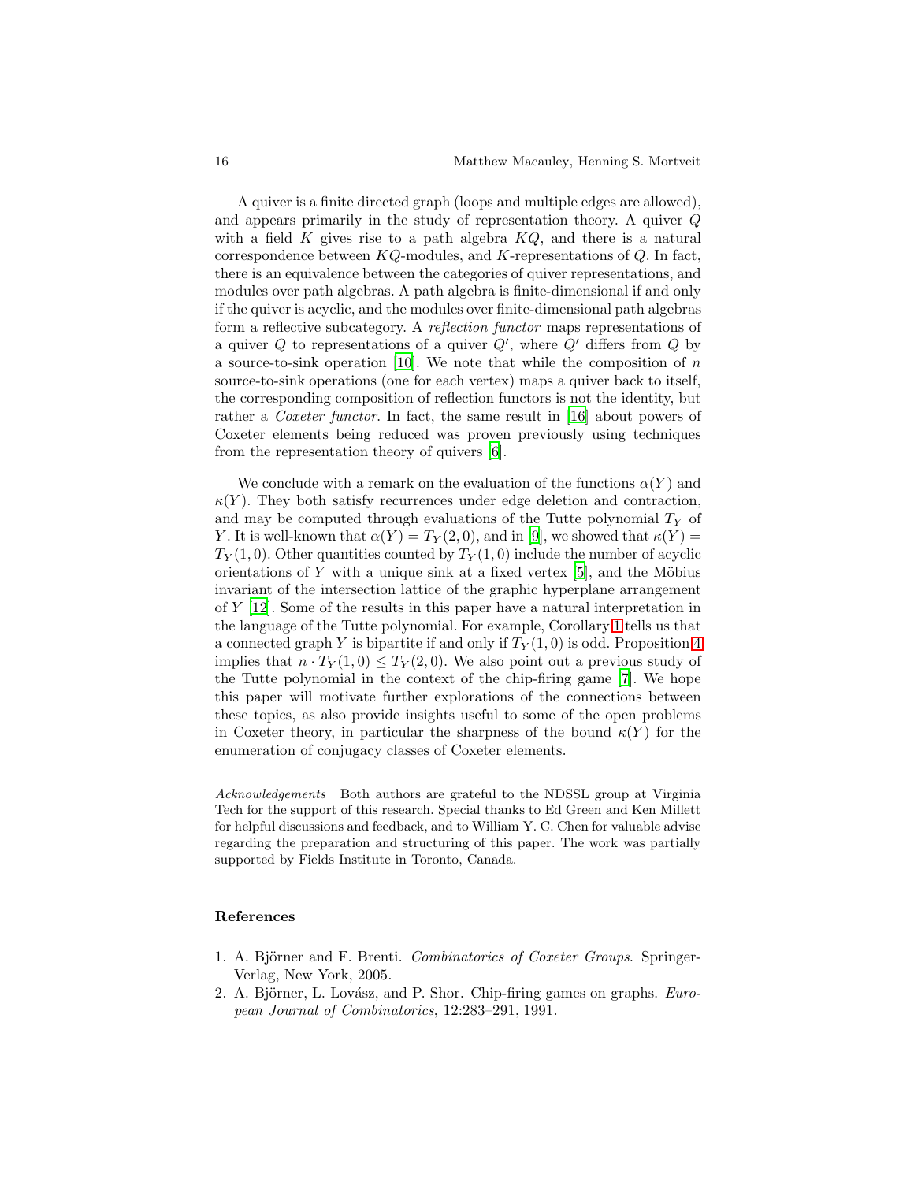A quiver is a finite directed graph (loops and multiple edges are allowed), and appears primarily in the study of representation theory. A quiver $Q$ with a field $K$ gives rise to a path algebra $KQ$, and there is a natural correspondence between $KQ$-modules, and $K$-representations of $Q$. In fact, there is an equivalence between the categories of quiver representations, and modules over path algebras. A path algebra is finite-dimensional if and only if the quiver is acyclic, and the modules over finite-dimensional path algebras form a reflective subcategory. A *reflection functor* maps representations of a quiver $Q$ to representations of a quiver $Q'$, where $Q'$ differs from $Q$ by a source-to-sink operation [10]. We note that while the composition of $n$ source-to-sink operations (one for each vertex) maps a quiver back to itself, the corresponding composition of reflection functors is not the identity, but rather a *Coxeter functor*. In fact, the same result in [16] about powers of Coxeter elements being reduced was proven previously using techniques from the representation theory of quivers [6].

We conclude with a remark on the evaluation of the functions $\alpha(Y)$ and $\kappa(Y)$. They both satisfy recurrences under edge deletion and contraction, and may be computed through evaluations of the Tutte polynomial $T_Y$ of $Y$. It is well-known that $\alpha(Y) = T_Y(2,0)$, and in [9], we showed that $\kappa(Y) = T_Y(1,0)$. Other quantities counted by $T_Y(1,0)$ include the number of acyclic orientations of $Y$ with a unique sink at a fixed vertex [5], and the Möbius invariant of the intersection lattice of the graphic hyperplane arrangement of $Y$ [12]. Some of the results in this paper have a natural interpretation in the language of the Tutte polynomial. For example, Corollary 1 tells us that a connected graph $Y$ is bipartite if and only if $T_Y(1,0)$ is odd. Proposition 4 implies that $n \cdot T_Y(1,0) \leq T_Y(2,0)$. We also point out a previous study of the Tutte polynomial in the context of the chip-firing game [7]. We hope this paper will motivate further explorations of the connections between these topics, as also provide insights useful to some of the open problems in Coxeter theory, in particular the sharpness of the bound $\kappa(Y)$ for the enumeration of conjugacy classes of Coxeter elements.

*Acknowledgements* Both authors are grateful to the NDSSL group at Virginia Tech for the support of this research. Special thanks to Ed Green and Ken Millett for helpful discussions and feedback, and to William Y. C. Chen for valuable advise regarding the preparation and structuring of this paper. The work was partially supported by Fields Institute in Toronto, Canada.

## References

1. A. Björner and F. Brenti. *Combinatorics of Coxeter Groups*. Springer-Verlag, New York, 2005.
2. A. Björner, L. Lovász, and P. Shor. Chip-firing games on graphs. *European Journal of Combinatorics*, 12:283–291, 1991.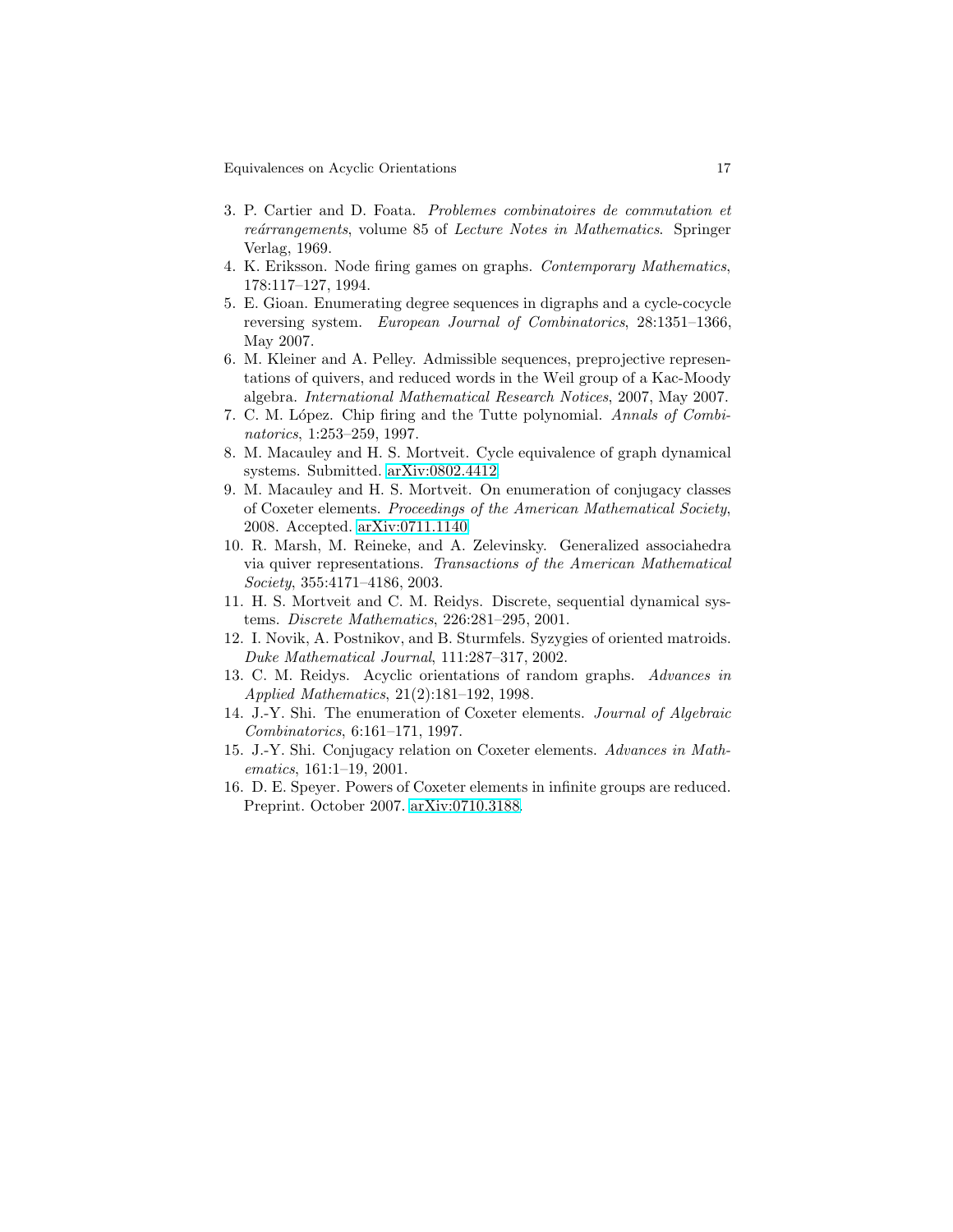3. P. Cartier and D. Foata. *Problemes combinatoires de commutation et reárrangements*, volume 85 of *Lecture Notes in Mathematics*. Springer Verlag, 1969.
4. K. Eriksson. Node firing games on graphs. *Contemporary Mathematics*, 178:117–127, 1994.
5. E. Gioan. Enumerating degree sequences in digraphs and a cycle-cocycle reversing system. *European Journal of Combinatorics*, 28:1351–1366, May 2007.
6. M. Kleiner and A. Pelley. Admissible sequences, preprojective representations of quivers, and reduced words in the Weil group of a Kac-Moody algebra. *International Mathematical Research Notices*, 2007, May 2007.
7. C. M. López. Chip firing and the Tutte polynomial. *Annals of Combinatorics*, 1:253–259, 1997.
8. M. Macauley and H. S. Mortveit. Cycle equivalence of graph dynamical systems. Submitted. arXiv:0802.4412
9. M. Macauley and H. S. Mortveit. On enumeration of conjugacy classes of Coxeter elements. *Proceedings of the American Mathematical Society*, 2008. Accepted. arXiv:0711.1140
10. R. Marsh, M. Reineke, and A. Zelevinsky. Generalized associahedra via quiver representations. *Transactions of the American Mathematical Society*, 355:4171–4186, 2003.
11. H. S. Mortveit and C. M. Reidys. Discrete, sequential dynamical systems. *Discrete Mathematics*, 226:281–295, 2001.
12. I. Novik, A. Postnikov, and B. Sturmfels. Syzygies of oriented matroids. *Duke Mathematical Journal*, 111:287–317, 2002.
13. C. M. Reidys. Acyclic orientations of random graphs. *Advances in Applied Mathematics*, 21(2):181–192, 1998.
14. J.-Y. Shi. The enumeration of Coxeter elements. *Journal of Algebraic Combinatorics*, 6:161–171, 1997.
15. J.-Y. Shi. Conjugacy relation on Coxeter elements. *Advances in Mathematics*, 161:1–19, 2001.
16. D. E. Speyer. Powers of Coxeter elements in infinite groups are reduced. Preprint. October 2007. arXiv:0710.3188.